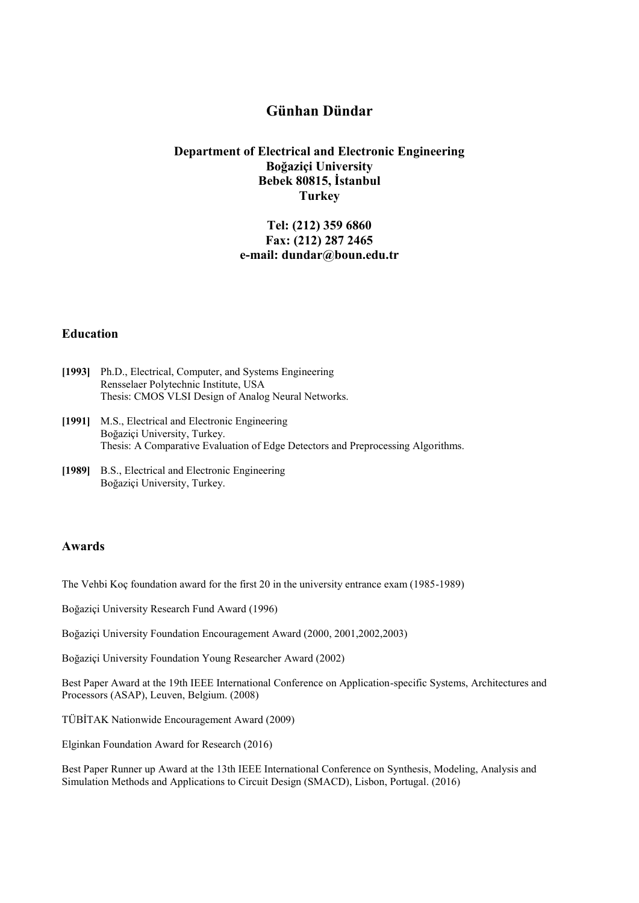# Günhan Dündar

**Department of Electrical and Electronic Engineering**
**Boğaziçi University**
**Bebek 80815, İstanbul**
**Turkey**

**Tel: (212) 359 6860**
**Fax: (212) 287 2465**
**e-mail: dundar@boun.edu.tr**

## Education

**[1993]** Ph.D., Electrical, Computer, and Systems Engineering
Rensselaer Polytechnic Institute, USA
Thesis: CMOS VLSI Design of Analog Neural Networks.

**[1991]** M.S., Electrical and Electronic Engineering
Boğaziçi University, Turkey.
Thesis: A Comparative Evaluation of Edge Detectors and Preprocessing Algorithms.

**[1989]** B.S., Electrical and Electronic Engineering
Boğaziçi University, Turkey.

## Awards

The Vehbi Koç foundation award for the first 20 in the university entrance exam (1985-1989)

Boğaziçi University Research Fund Award (1996)

Boğaziçi University Foundation Encouragement Award (2000, 2001,2002,2003)

Boğaziçi University Foundation Young Researcher Award (2002)

Best Paper Award at the 19th IEEE International Conference on Application-specific Systems, Architectures and Processors (ASAP), Leuven, Belgium. (2008)

TÜBİTAK Nationwide Encouragement Award (2009)

Elginkan Foundation Award for Research (2016)

Best Paper Runner up Award at the 13th IEEE International Conference on Synthesis, Modeling, Analysis and Simulation Methods and Applications to Circuit Design (SMACD), Lisbon, Portugal. (2016)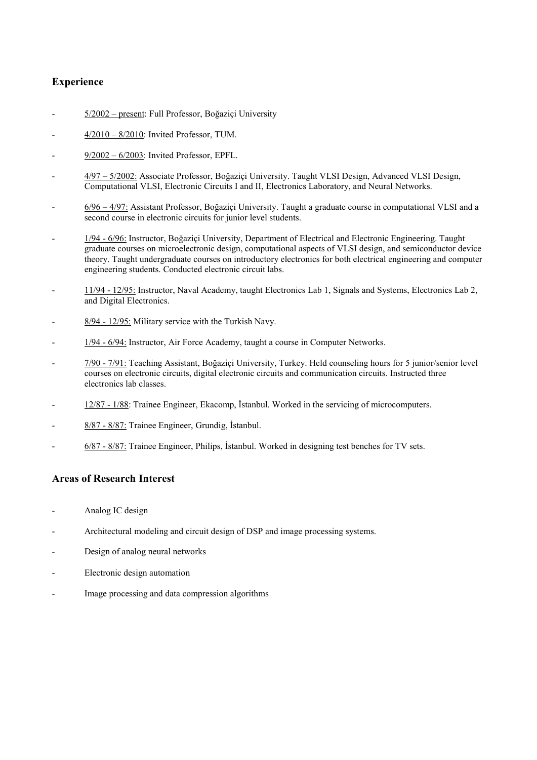## Experience

- 5/2002 – present: Full Professor, Boğaziçi University
- 4/2010 – 8/2010: Invited Professor, TUM.
- 9/2002 – 6/2003: Invited Professor, EPFL.
- 4/97 – 5/2002: Associate Professor, Boğaziçi University. Taught VLSI Design, Advanced VLSI Design, Computational VLSI, Electronic Circuits I and II, Electronics Laboratory, and Neural Networks.
- 6/96 – 4/97: Assistant Professor, Boğaziçi University. Taught a graduate course in computational VLSI and a second course in electronic circuits for junior level students.
- 1/94 - 6/96: Instructor, Boğaziçi University, Department of Electrical and Electronic Engineering. Taught graduate courses on microelectronic design, computational aspects of VLSI design, and semiconductor device theory. Taught undergraduate courses on introductory electronics for both electrical engineering and computer engineering students. Conducted electronic circuit labs.
- 11/94 - 12/95: Instructor, Naval Academy, taught Electronics Lab 1, Signals and Systems, Electronics Lab 2, and Digital Electronics.
- 8/94 - 12/95: Military service with the Turkish Navy.
- 1/94 - 6/94: Instructor, Air Force Academy, taught a course in Computer Networks.
- 7/90 - 7/91: Teaching Assistant, Boğaziçi University, Turkey. Held counseling hours for 5 junior/senior level courses on electronic circuits, digital electronic circuits and communication circuits. Instructed three electronics lab classes.
- 12/87 - 1/88: Trainee Engineer, Ekacomp, İstanbul. Worked in the servicing of microcomputers.
- 8/87 - 8/87: Trainee Engineer, Grundig, İstanbul.
- 6/87 - 8/87: Trainee Engineer, Philips, İstanbul. Worked in designing test benches for TV sets.

## Areas of Research Interest

- Analog IC design
- Architectural modeling and circuit design of DSP and image processing systems.
- Design of analog neural networks
- Electronic design automation
- Image processing and data compression algorithms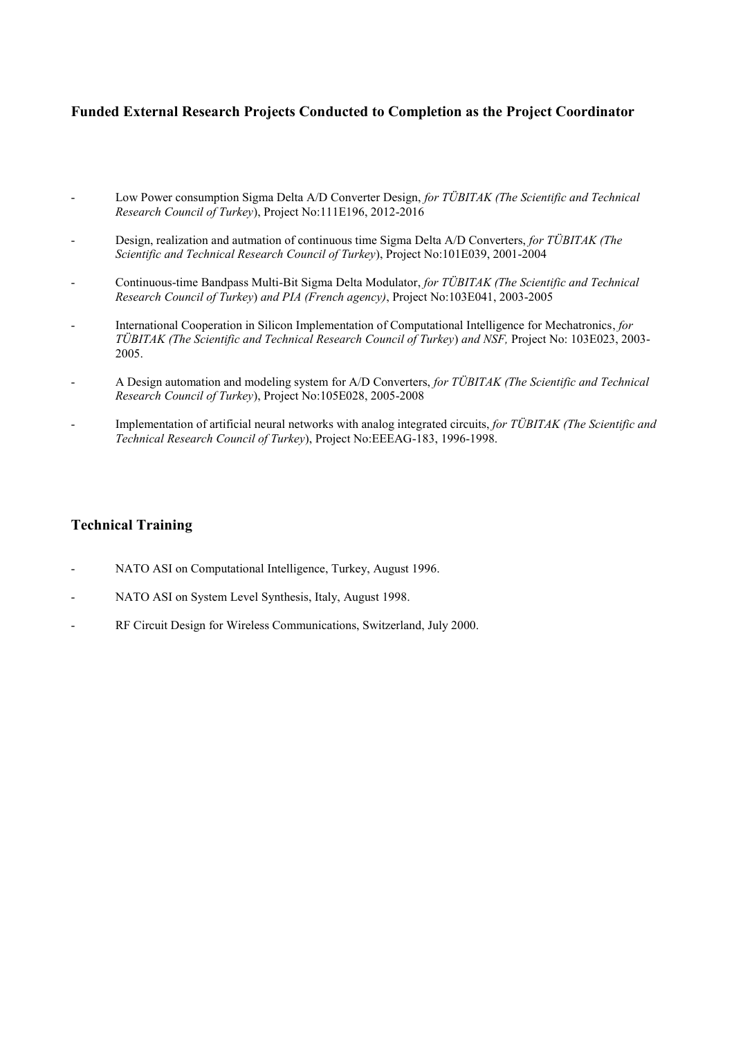## Funded External Research Projects Conducted to Completion as the Project Coordinator

- Low Power consumption Sigma Delta A/D Converter Design, *for TÜBITAK (The Scientific and Technical Research Council of Turkey*), Project No:111E196, 2012-2016
- Design, realization and autmation of continuous time Sigma Delta A/D Converters, *for TÜBITAK (The Scientific and Technical Research Council of Turkey*), Project No:101E039, 2001-2004
- Continuous-time Bandpass Multi-Bit Sigma Delta Modulator, *for TÜBITAK (The Scientific and Technical Research Council of Turkey*) *and PIA (French agency)*, Project No:103E041, 2003-2005
- International Cooperation in Silicon Implementation of Computational Intelligence for Mechatronics, *for TÜBITAK (The Scientific and Technical Research Council of Turkey*) *and NSF,* Project No: 103E023, 2003-2005.
- A Design automation and modeling system for A/D Converters, *for TÜBITAK (The Scientific and Technical Research Council of Turkey*), Project No:105E028, 2005-2008
- Implementation of artificial neural networks with analog integrated circuits, *for TÜBITAK (The Scientific and Technical Research Council of Turkey*), Project No:EEEAG-183, 1996-1998.

## Technical Training

- NATO ASI on Computational Intelligence, Turkey, August 1996.
- NATO ASI on System Level Synthesis, Italy, August 1998.
- RF Circuit Design for Wireless Communications, Switzerland, July 2000.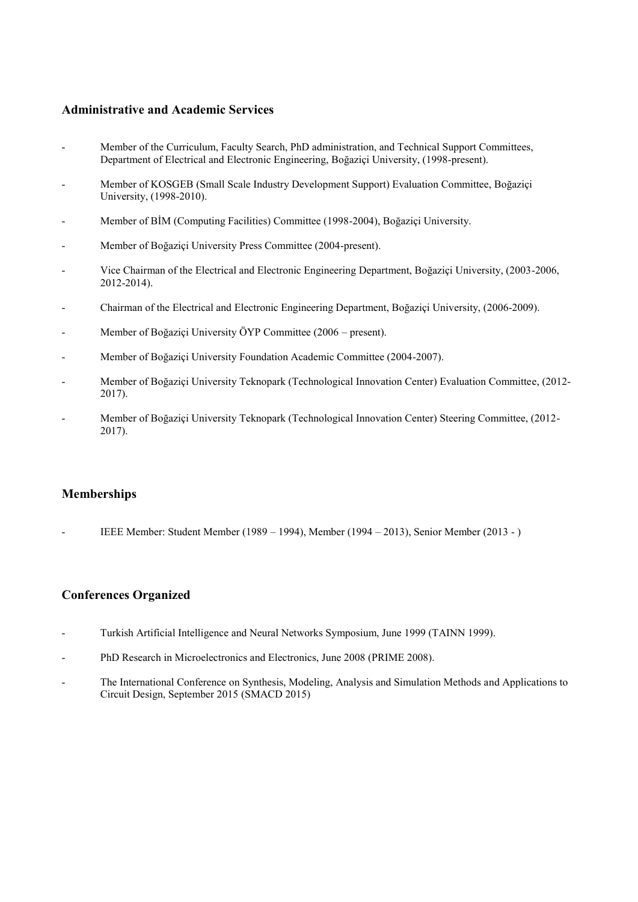## Administrative and Academic Services

- Member of the Curriculum, Faculty Search, PhD administration, and Technical Support Committees, Department of Electrical and Electronic Engineering, Boğaziçi University, (1998-present).
- Member of KOSGEB (Small Scale Industry Development Support) Evaluation Committee, Boğaziçi University, (1998-2010).
- Member of BİM (Computing Facilities) Committee (1998-2004), Boğaziçi University.
- Member of Boğaziçi University Press Committee (2004-present).
- Vice Chairman of the Electrical and Electronic Engineering Department, Boğaziçi University, (2003-2006, 2012-2014).
- Chairman of the Electrical and Electronic Engineering Department, Boğaziçi University, (2006-2009).
- Member of Boğaziçi University ÖYP Committee (2006 – present).
- Member of Boğaziçi University Foundation Academic Committee (2004-2007).
- Member of Boğaziçi University Teknopark (Technological Innovation Center) Evaluation Committee, (2012-2017).
- Member of Boğaziçi University Teknopark (Technological Innovation Center) Steering Committee, (2012-2017).

## Memberships

- IEEE Member: Student Member (1989 – 1994), Member (1994 – 2013), Senior Member (2013 - )

## Conferences Organized

- Turkish Artificial Intelligence and Neural Networks Symposium, June 1999 (TAINN 1999).
- PhD Research in Microelectronics and Electronics, June 2008 (PRIME 2008).
- The International Conference on Synthesis, Modeling, Analysis and Simulation Methods and Applications to Circuit Design, September 2015 (SMACD 2015)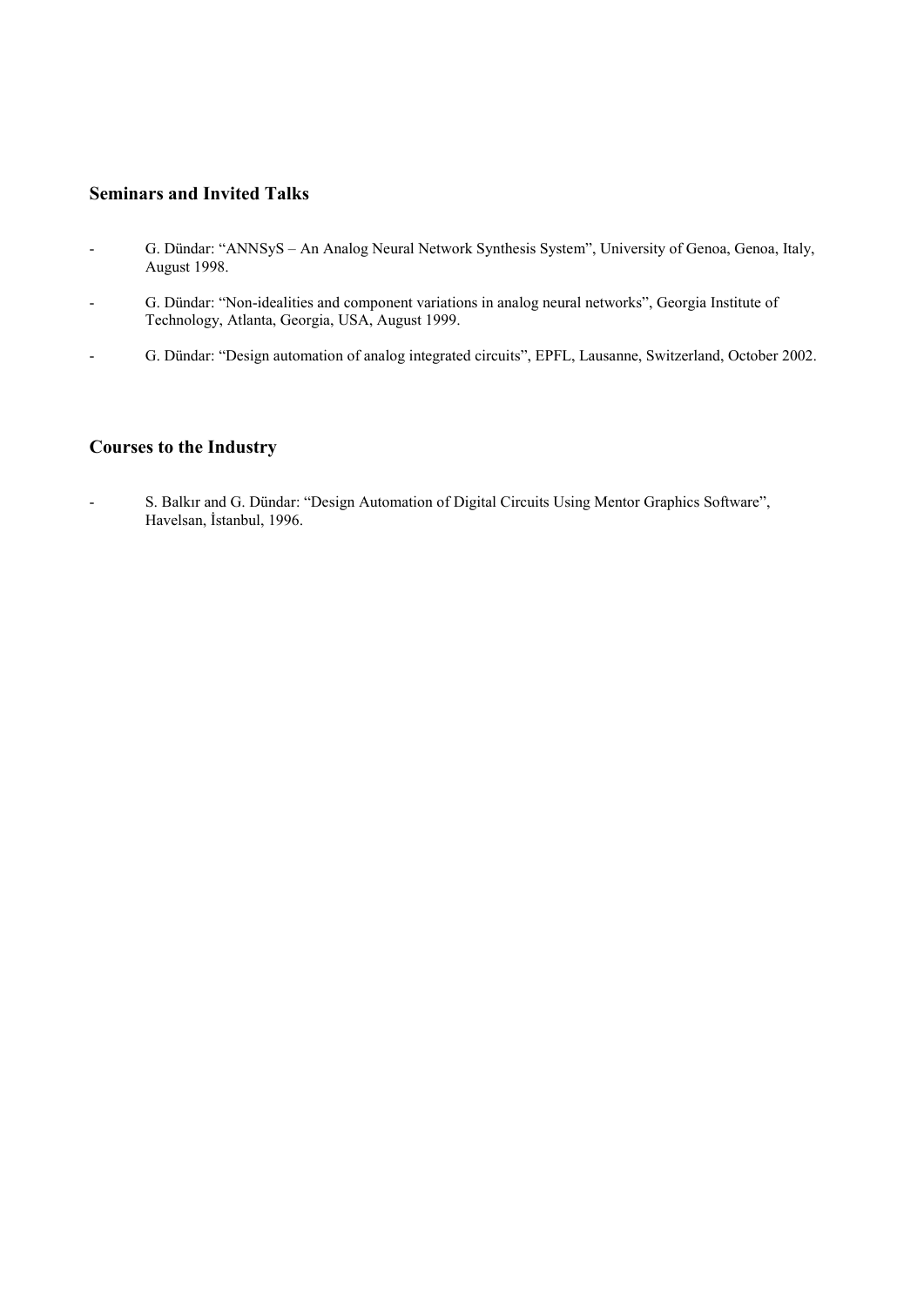## Seminars and Invited Talks

- G. Dündar: "ANNSyS – An Analog Neural Network Synthesis System", University of Genoa, Genoa, Italy, August 1998.
- G. Dündar: "Non-idealities and component variations in analog neural networks", Georgia Institute of Technology, Atlanta, Georgia, USA, August 1999.
- G. Dündar: "Design automation of analog integrated circuits", EPFL, Lausanne, Switzerland, October 2002.

## Courses to the Industry

- S. Balkır and G. Dündar: "Design Automation of Digital Circuits Using Mentor Graphics Software", Havelsan, İstanbul, 1996.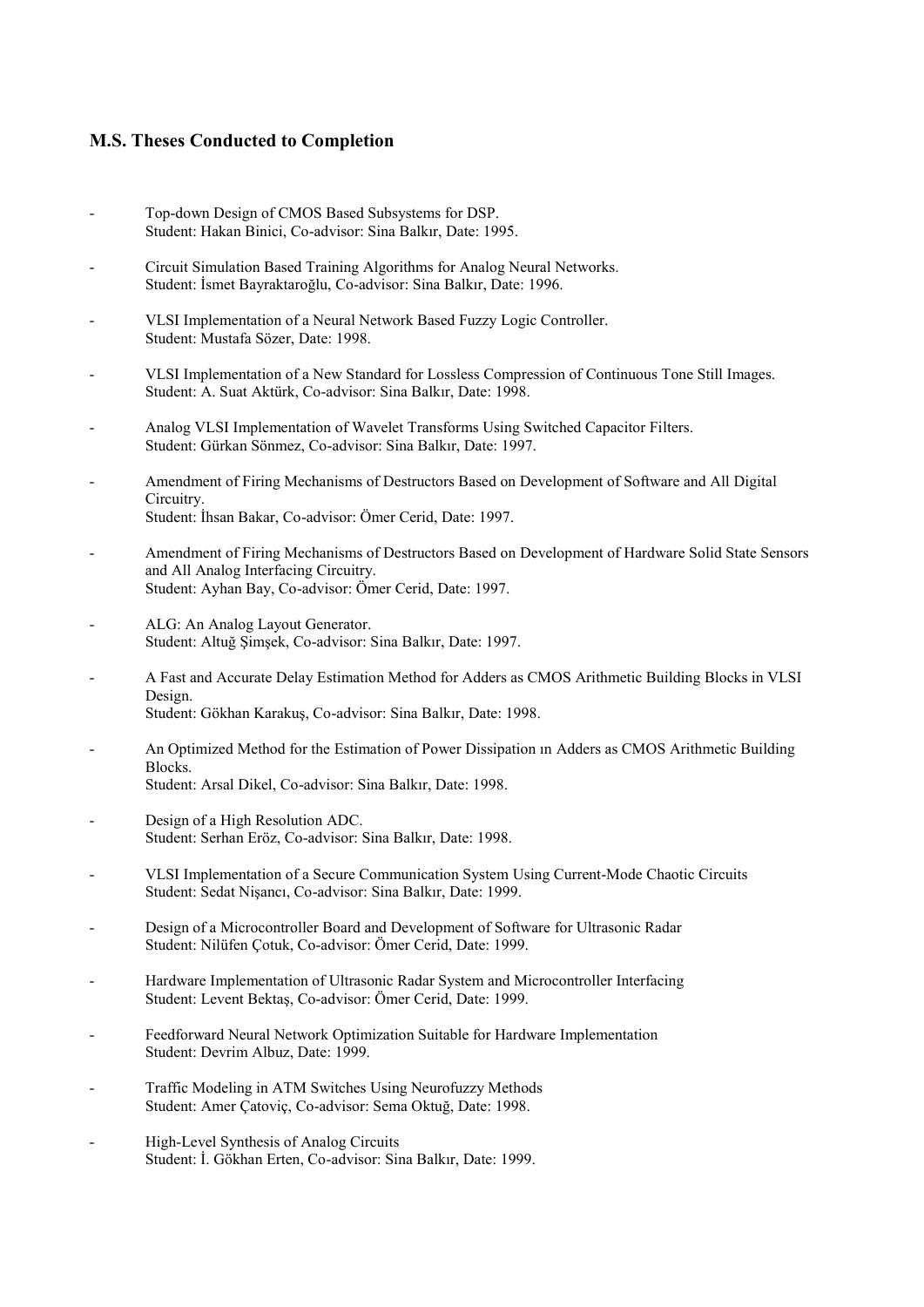## M.S. Theses Conducted to Completion

- Top-down Design of CMOS Based Subsystems for DSP.
  Student: Hakan Binici, Co-advisor: Sina Balkır, Date: 1995.

- Circuit Simulation Based Training Algorithms for Analog Neural Networks.
  Student: İsmet Bayraktaroğlu, Co-advisor: Sina Balkır, Date: 1996.

- VLSI Implementation of a Neural Network Based Fuzzy Logic Controller.
  Student: Mustafa Sözer, Date: 1998.

- VLSI Implementation of a New Standard for Lossless Compression of Continuous Tone Still Images.
  Student: A. Suat Aktürk, Co-advisor: Sina Balkır, Date: 1998.

- Analog VLSI Implementation of Wavelet Transforms Using Switched Capacitor Filters.
  Student: Gürkan Sönmez, Co-advisor: Sina Balkır, Date: 1997.

- Amendment of Firing Mechanisms of Destructors Based on Development of Software and All Digital Circuitry.
  Student: İhsan Bakar, Co-advisor: Ömer Cerid, Date: 1997.

- Amendment of Firing Mechanisms of Destructors Based on Development of Hardware Solid State Sensors and All Analog Interfacing Circuitry.
  Student: Ayhan Bay, Co-advisor: Ömer Cerid, Date: 1997.

- ALG: An Analog Layout Generator.
  Student: Altuğ Şimşek, Co-advisor: Sina Balkır, Date: 1997.

- A Fast and Accurate Delay Estimation Method for Adders as CMOS Arithmetic Building Blocks in VLSI Design.
  Student: Gökhan Karakuş, Co-advisor: Sina Balkır, Date: 1998.

- An Optimized Method for the Estimation of Power Dissipation ın Adders as CMOS Arithmetic Building Blocks.
  Student: Arsal Dikel, Co-advisor: Sina Balkır, Date: 1998.

- Design of a High Resolution ADC.
  Student: Serhan Eröz, Co-advisor: Sina Balkır, Date: 1998.

- VLSI Implementation of a Secure Communication System Using Current-Mode Chaotic Circuits
  Student: Sedat Nişancı, Co-advisor: Sina Balkır, Date: 1999.

- Design of a Microcontroller Board and Development of Software for Ultrasonic Radar
  Student: Nilüfen Çotuk, Co-advisor: Ömer Cerid, Date: 1999.

- Hardware Implementation of Ultrasonic Radar System and Microcontroller Interfacing
  Student: Levent Bektaş, Co-advisor: Ömer Cerid, Date: 1999.

- Feedforward Neural Network Optimization Suitable for Hardware Implementation
  Student: Devrim Albuz, Date: 1999.

- Traffic Modeling in ATM Switches Using Neurofuzzy Methods
  Student: Amer Çatoviç, Co-advisor: Sema Oktuğ, Date: 1998.

- High-Level Synthesis of Analog Circuits
  Student: İ. Gökhan Erten, Co-advisor: Sina Balkır, Date: 1999.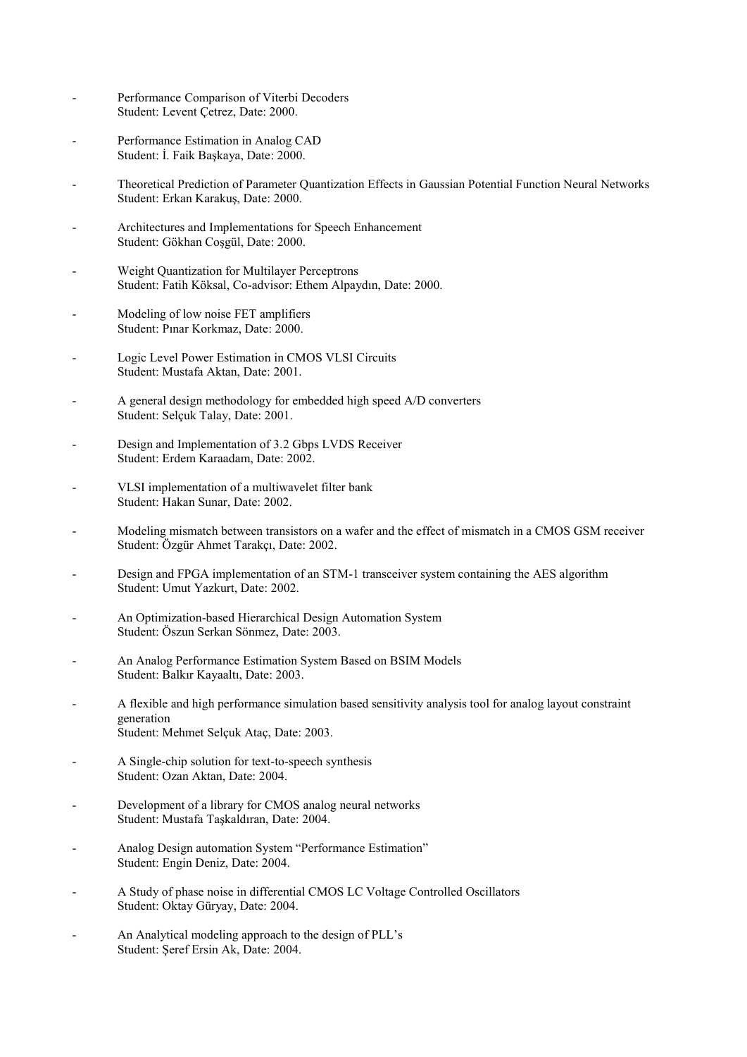- Performance Comparison of Viterbi Decoders
  Student: Levent Çetrez, Date: 2000.

- Performance Estimation in Analog CAD
  Student: İ. Faik Başkaya, Date: 2000.

- Theoretical Prediction of Parameter Quantization Effects in Gaussian Potential Function Neural Networks
  Student: Erkan Karakuş, Date: 2000.

- Architectures and Implementations for Speech Enhancement
  Student: Gökhan Coşgül, Date: 2000.

- Weight Quantization for Multilayer Perceptrons
  Student: Fatih Köksal, Co-advisor: Ethem Alpaydın, Date: 2000.

- Modeling of low noise FET amplifiers
  Student: Pınar Korkmaz, Date: 2000.

- Logic Level Power Estimation in CMOS VLSI Circuits
  Student: Mustafa Aktan, Date: 2001.

- A general design methodology for embedded high speed A/D converters
  Student: Selçuk Talay, Date: 2001.

- Design and Implementation of 3.2 Gbps LVDS Receiver
  Student: Erdem Karaadam, Date: 2002.

- VLSI implementation of a multiwavelet filter bank
  Student: Hakan Sunar, Date: 2002.

- Modeling mismatch between transistors on a wafer and the effect of mismatch in a CMOS GSM receiver
  Student: Özgür Ahmet Tarakçı, Date: 2002.

- Design and FPGA implementation of an STM-1 transceiver system containing the AES algorithm
  Student: Umut Yazkurt, Date: 2002.

- An Optimization-based Hierarchical Design Automation System
  Student: Öszun Serkan Sönmez, Date: 2003.

- An Analog Performance Estimation System Based on BSIM Models
  Student: Balkır Kayaaltı, Date: 2003.

- A flexible and high performance simulation based sensitivity analysis tool for analog layout constraint generation
  Student: Mehmet Selçuk Ataç, Date: 2003.

- A Single-chip solution for text-to-speech synthesis
  Student: Ozan Aktan, Date: 2004.

- Development of a library for CMOS analog neural networks
  Student: Mustafa Taşkaldıran, Date: 2004.

- Analog Design automation System "Performance Estimation"
  Student: Engin Deniz, Date: 2004.

- A Study of phase noise in differential CMOS LC Voltage Controlled Oscillators
  Student: Oktay Güryay, Date: 2004.

- An Analytical modeling approach to the design of PLL's
  Student: Şeref Ersin Ak, Date: 2004.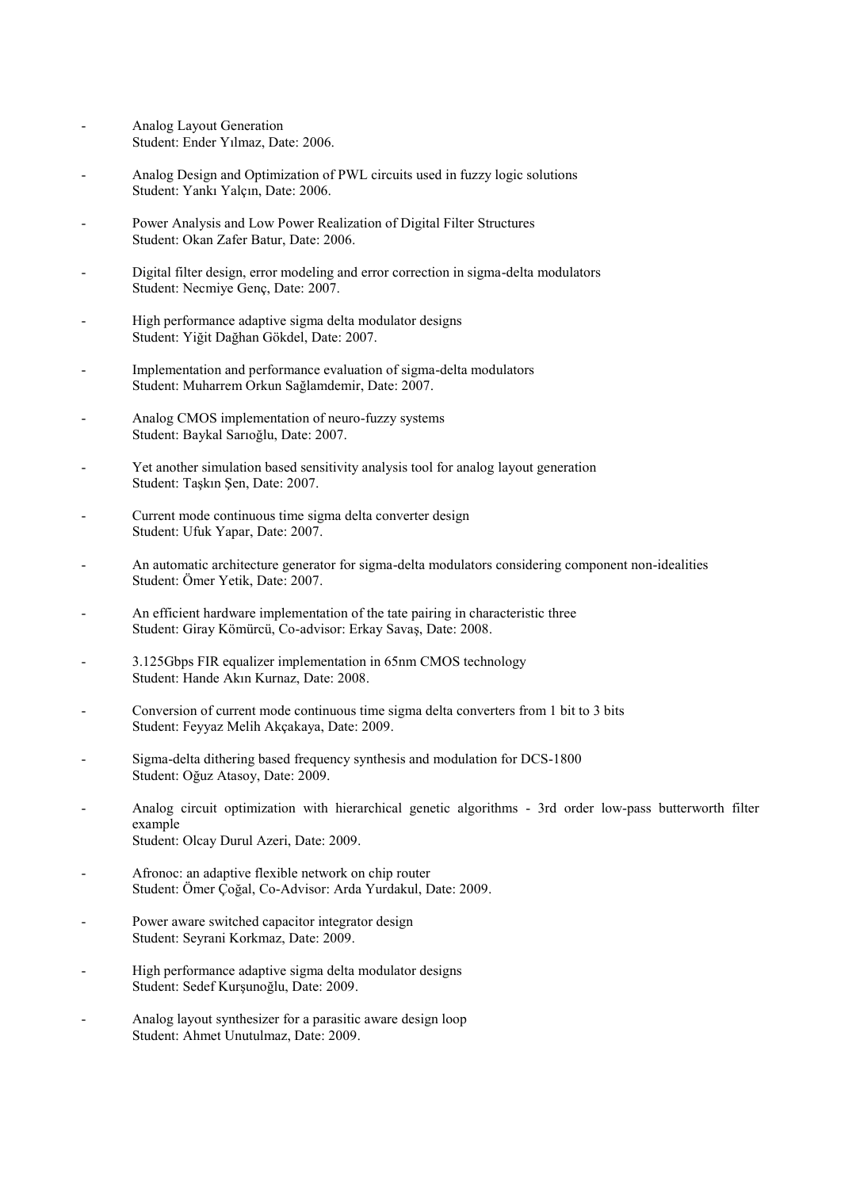- Analog Layout Generation
  Student: Ender Yılmaz, Date: 2006.

- Analog Design and Optimization of PWL circuits used in fuzzy logic solutions
  Student: Yankı Yalçın, Date: 2006.

- Power Analysis and Low Power Realization of Digital Filter Structures
  Student: Okan Zafer Batur, Date: 2006.

- Digital filter design, error modeling and error correction in sigma-delta modulators
  Student: Necmiye Genç, Date: 2007.

- High performance adaptive sigma delta modulator designs
  Student: Yiğit Dağhan Gökdel, Date: 2007.

- Implementation and performance evaluation of sigma-delta modulators
  Student: Muharrem Orkun Sağlamdemir, Date: 2007.

- Analog CMOS implementation of neuro-fuzzy systems
  Student: Baykal Sarıoğlu, Date: 2007.

- Yet another simulation based sensitivity analysis tool for analog layout generation
  Student: Taşkın Şen, Date: 2007.

- Current mode continuous time sigma delta converter design
  Student: Ufuk Yapar, Date: 2007.

- An automatic architecture generator for sigma-delta modulators considering component non-idealities
  Student: Ömer Yetik, Date: 2007.

- An efficient hardware implementation of the tate pairing in characteristic three
  Student: Giray Kömürcü, Co-advisor: Erkay Savaş, Date: 2008.

- 3.125Gbps FIR equalizer implementation in 65nm CMOS technology
  Student: Hande Akın Kurnaz, Date: 2008.

- Conversion of current mode continuous time sigma delta converters from 1 bit to 3 bits
  Student: Feyyaz Melih Akçakaya, Date: 2009.

- Sigma-delta dithering based frequency synthesis and modulation for DCS-1800
  Student: Oğuz Atasoy, Date: 2009.

- Analog circuit optimization with hierarchical genetic algorithms - 3rd order low-pass butterworth filter example
  Student: Olcay Durul Azeri, Date: 2009.

- Afronoc: an adaptive flexible network on chip router
  Student: Ömer Çoğal, Co-Advisor: Arda Yurdakul, Date: 2009.

- Power aware switched capacitor integrator design
  Student: Seyrani Korkmaz, Date: 2009.

- High performance adaptive sigma delta modulator designs
  Student: Sedef Kurşunoğlu, Date: 2009.

- Analog layout synthesizer for a parasitic aware design loop
  Student: Ahmet Unutulmaz, Date: 2009.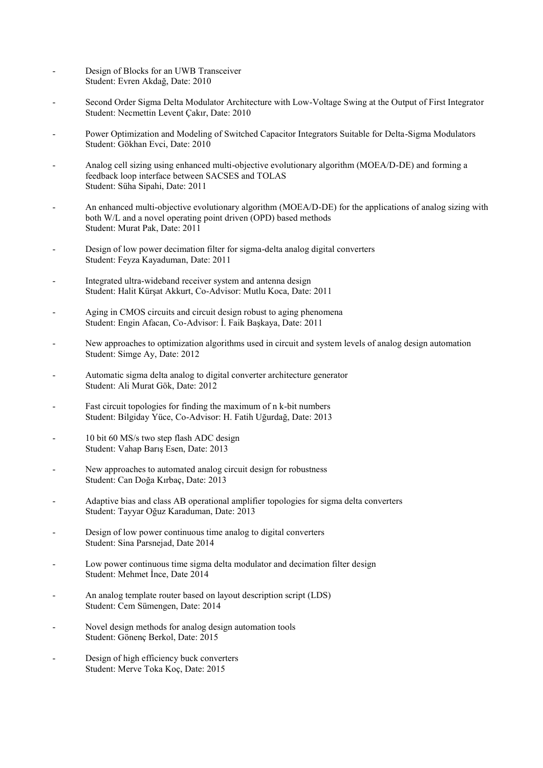- Design of Blocks for an UWB Transceiver
  Student: Evren Akdağ, Date: 2010

- Second Order Sigma Delta Modulator Architecture with Low-Voltage Swing at the Output of First Integrator
  Student: Necmettin Levent Çakır, Date: 2010

- Power Optimization and Modeling of Switched Capacitor Integrators Suitable for Delta-Sigma Modulators
  Student: Gökhan Evci, Date: 2010

- Analog cell sizing using enhanced multi-objective evolutionary algorithm (MOEA/D-DE) and forming a feedback loop interface between SACSES and TOLAS
  Student: Süha Sipahi, Date: 2011

- An enhanced multi-objective evolutionary algorithm (MOEA/D-DE) for the applications of analog sizing with both W/L and a novel operating point driven (OPD) based methods
  Student: Murat Pak, Date: 2011

- Design of low power decimation filter for sigma-delta analog digital converters
  Student: Feyza Kayaduman, Date: 2011

- Integrated ultra-wideband receiver system and antenna design
  Student: Halit Kürşat Akkurt, Co-Advisor: Mutlu Koca, Date: 2011

- Aging in CMOS circuits and circuit design robust to aging phenomena
  Student: Engin Afacan, Co-Advisor: İ. Faik Başkaya, Date: 2011

- New approaches to optimization algorithms used in circuit and system levels of analog design automation
  Student: Simge Ay, Date: 2012

- Automatic sigma delta analog to digital converter architecture generator
  Student: Ali Murat Gök, Date: 2012

- Fast circuit topologies for finding the maximum of n k-bit numbers
  Student: Bilgiday Yüce, Co-Advisor: H. Fatih Uğurdağ, Date: 2013

- 10 bit 60 MS/s two step flash ADC design
  Student: Vahap Barış Esen, Date: 2013

- New approaches to automated analog circuit design for robustness
  Student: Can Doğa Kırbaç, Date: 2013

- Adaptive bias and class AB operational amplifier topologies for sigma delta converters
  Student: Tayyar Oğuz Karaduman, Date: 2013

- Design of low power continuous time analog to digital converters
  Student: Sina Parsnejad, Date 2014

- Low power continuous time sigma delta modulator and decimation filter design
  Student: Mehmet İnce, Date 2014

- An analog template router based on layout description script (LDS)
  Student: Cem Sümengen, Date: 2014

- Novel design methods for analog design automation tools
  Student: Gönenç Berkol, Date: 2015

- Design of high efficiency buck converters
  Student: Merve Toka Koç, Date: 2015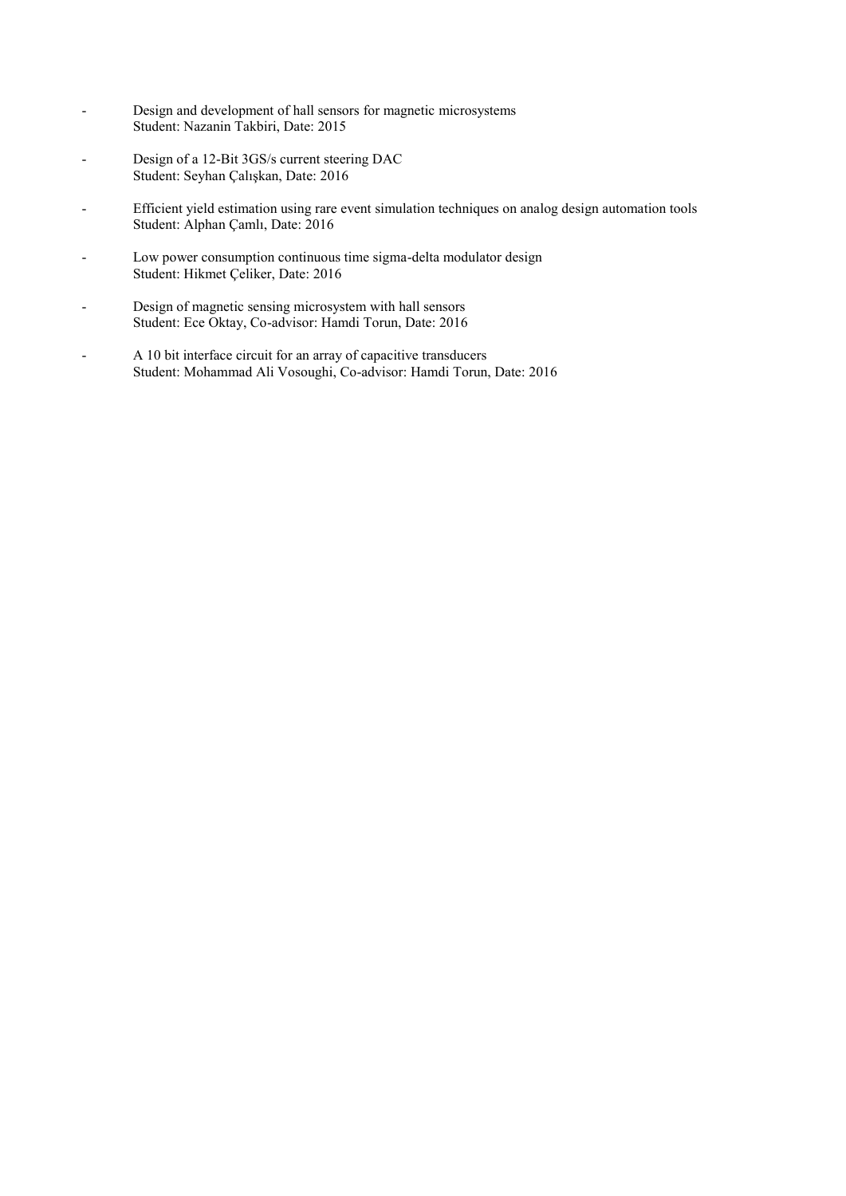- Design and development of hall sensors for magnetic microsystems
  Student: Nazanin Takbiri, Date: 2015

- Design of a 12-Bit 3GS/s current steering DAC
  Student: Seyhan Çalışkan, Date: 2016

- Efficient yield estimation using rare event simulation techniques on analog design automation tools
  Student: Alphan Çamlı, Date: 2016

- Low power consumption continuous time sigma-delta modulator design
  Student: Hikmet Çeliker, Date: 2016

- Design of magnetic sensing microsystem with hall sensors
  Student: Ece Oktay, Co-advisor: Hamdi Torun, Date: 2016

- A 10 bit interface circuit for an array of capacitive transducers
  Student: Mohammad Ali Vosoughi, Co-advisor: Hamdi Torun, Date: 2016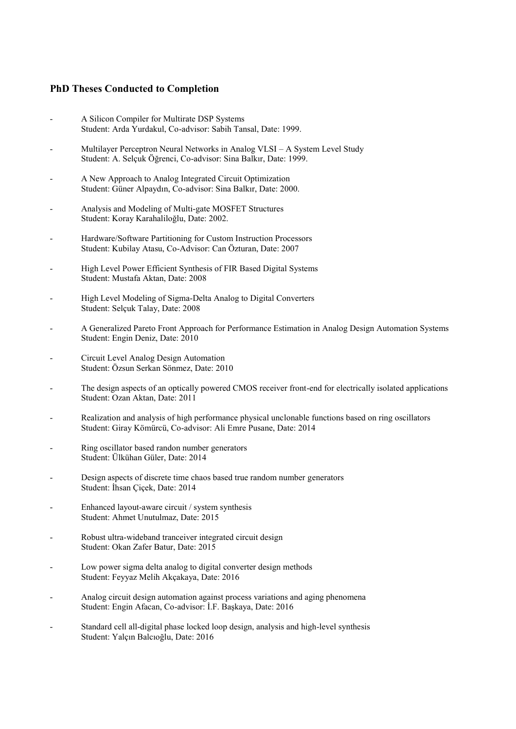## PhD Theses Conducted to Completion

- A Silicon Compiler for Multirate DSP Systems
  Student: Arda Yurdakul, Co-advisor: Sabih Tansal, Date: 1999.

- Multilayer Perceptron Neural Networks in Analog VLSI – A System Level Study
  Student: A. Selçuk Öğrenci, Co-advisor: Sina Balkır, Date: 1999.

- A New Approach to Analog Integrated Circuit Optimization
  Student: Güner Alpaydın, Co-advisor: Sina Balkır, Date: 2000.

- Analysis and Modeling of Multi-gate MOSFET Structures
  Student: Koray Karahaliloğlu, Date: 2002.

- Hardware/Software Partitioning for Custom Instruction Processors
  Student: Kubilay Atasu, Co-Advisor: Can Özturan, Date: 2007

- High Level Power Efficient Synthesis of FIR Based Digital Systems
  Student: Mustafa Aktan, Date: 2008

- High Level Modeling of Sigma-Delta Analog to Digital Converters
  Student: Selçuk Talay, Date: 2008

- A Generalized Pareto Front Approach for Performance Estimation in Analog Design Automation Systems
  Student: Engin Deniz, Date: 2010

- Circuit Level Analog Design Automation
  Student: Özsun Serkan Sönmez, Date: 2010

- The design aspects of an optically powered CMOS receiver front-end for electrically isolated applications
  Student: Ozan Aktan, Date: 2011

- Realization and analysis of high performance physical unclonable functions based on ring oscillators
  Student: Giray Kömürcü, Co-advisor: Ali Emre Pusane, Date: 2014

- Ring oscillator based randon number generators
  Student: Ülkühan Güler, Date: 2014

- Design aspects of discrete time chaos based true random number generators
  Student: İhsan Çiçek, Date: 2014

- Enhanced layout-aware circuit / system synthesis
  Student: Ahmet Unutulmaz, Date: 2015

- Robust ultra-wideband tranceiver integrated circuit design
  Student: Okan Zafer Batur, Date: 2015

- Low power sigma delta analog to digital converter design methods
  Student: Feyyaz Melih Akçakaya, Date: 2016

- Analog circuit design automation against process variations and aging phenomena
  Student: Engin Afacan, Co-advisor: İ.F. Başkaya, Date: 2016

- Standard cell all-digital phase locked loop design, analysis and high-level synthesis
  Student: Yalçın Balcıoğlu, Date: 2016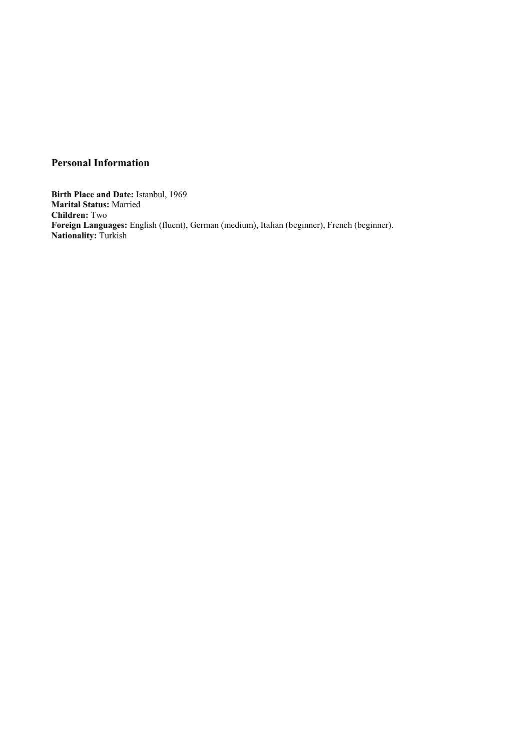## Personal Information

**Birth Place and Date:** Istanbul, 1969
**Marital Status:** Married
**Children:** Two
**Foreign Languages:** English (fluent), German (medium), Italian (beginner), French (beginner).
**Nationality:** Turkish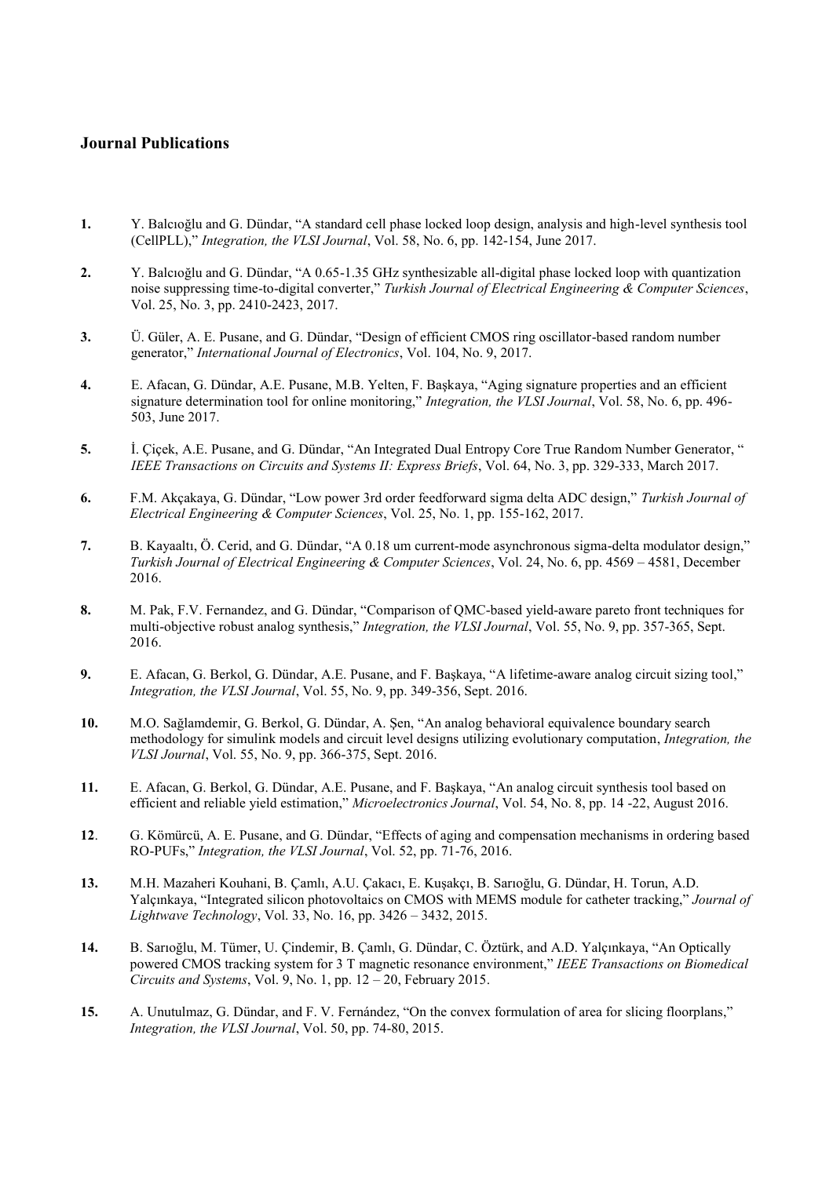### Journal Publications

1. Y. Balcıoğlu and G. Dündar, "A standard cell phase locked loop design, analysis and high-level synthesis tool (CellPLL)," *Integration, the VLSI Journal*, Vol. 58, No. 6, pp. 142-154, June 2017.

2. Y. Balcıoğlu and G. Dündar, "A 0.65-1.35 GHz synthesizable all-digital phase locked loop with quantization noise suppressing time-to-digital converter," *Turkish Journal of Electrical Engineering & Computer Sciences*, Vol. 25, No. 3, pp. 2410-2423, 2017.

3. Ü. Güler, A. E. Pusane, and G. Dündar, "Design of efficient CMOS ring oscillator-based random number generator," *International Journal of Electronics*, Vol. 104, No. 9, 2017.

4. E. Afacan, G. Dündar, A.E. Pusane, M.B. Yelten, F. Başkaya, "Aging signature properties and an efficient signature determination tool for online monitoring," *Integration, the VLSI Journal*, Vol. 58, No. 6, pp. 496-503, June 2017.

5. İ. Çiçek, A.E. Pusane, and G. Dündar, "An Integrated Dual Entropy Core True Random Number Generator, " *IEEE Transactions on Circuits and Systems II: Express Briefs*, Vol. 64, No. 3, pp. 329-333, March 2017.

6. F.M. Akçakaya, G. Dündar, "Low power 3rd order feedforward sigma delta ADC design," *Turkish Journal of Electrical Engineering & Computer Sciences*, Vol. 25, No. 1, pp. 155-162, 2017.

7. B. Kayaaltı, Ö. Cerid, and G. Dündar, "A 0.18 um current-mode asynchronous sigma-delta modulator design," *Turkish Journal of Electrical Engineering & Computer Sciences*, Vol. 24, No. 6, pp. 4569 – 4581, December 2016.

8. M. Pak, F.V. Fernandez, and G. Dündar, "Comparison of QMC-based yield-aware pareto front techniques for multi-objective robust analog synthesis," *Integration, the VLSI Journal*, Vol. 55, No. 9, pp. 357-365, Sept. 2016.

9. E. Afacan, G. Berkol, G. Dündar, A.E. Pusane, and F. Başkaya, "A lifetime-aware analog circuit sizing tool," *Integration, the VLSI Journal*, Vol. 55, No. 9, pp. 349-356, Sept. 2016.

10. M.O. Sağlamdemir, G. Berkol, G. Dündar, A. Şen, "An analog behavioral equivalence boundary search methodology for simulink models and circuit level designs utilizing evolutionary computation, *Integration, the VLSI Journal*, Vol. 55, No. 9, pp. 366-375, Sept. 2016.

11. E. Afacan, G. Berkol, G. Dündar, A.E. Pusane, and F. Başkaya, "An analog circuit synthesis tool based on efficient and reliable yield estimation," *Microelectronics Journal*, Vol. 54, No. 8, pp. 14 -22, August 2016.

12. G. Kömürcü, A. E. Pusane, and G. Dündar, "Effects of aging and compensation mechanisms in ordering based RO-PUFs," *Integration, the VLSI Journal*, Vol. 52, pp. 71-76, 2016.

13. M.H. Mazaheri Kouhani, B. Çamlı, A.U. Çakacı, E. Kuşakçı, B. Sarıoğlu, G. Dündar, H. Torun, A.D. Yalçınkaya, "Integrated silicon photovoltaics on CMOS with MEMS module for catheter tracking," *Journal of Lightwave Technology*, Vol. 33, No. 16, pp. 3426 – 3432, 2015.

14. B. Sarıoğlu, M. Tümer, U. Çindemir, B. Çamlı, G. Dündar, C. Öztürk, and A.D. Yalçınkaya, "An Optically powered CMOS tracking system for 3 T magnetic resonance environment," *IEEE Transactions on Biomedical Circuits and Systems*, Vol. 9, No. 1, pp. 12 – 20, February 2015.

15. A. Unutulmaz, G. Dündar, and F. V. Fernández, "On the convex formulation of area for slicing floorplans," *Integration, the VLSI Journal*, Vol. 50, pp. 74-80, 2015.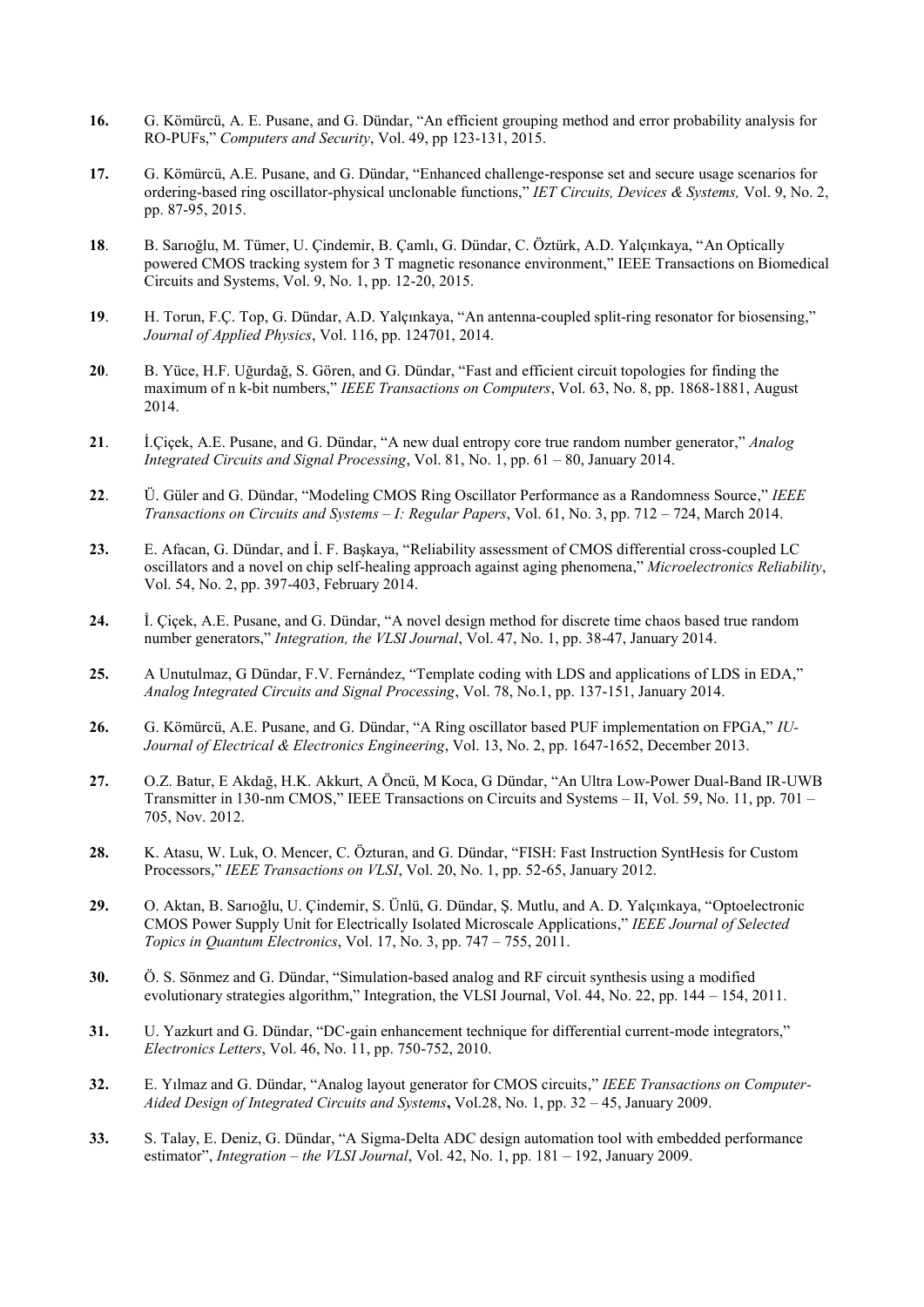**16.** G. Kömürcü, A. E. Pusane, and G. Dündar, "An efficient grouping method and error probability analysis for RO-PUFs," *Computers and Security*, Vol. 49, pp 123-131, 2015.

**17.** G. Kömürcü, A.E. Pusane, and G. Dündar, "Enhanced challenge-response set and secure usage scenarios for ordering-based ring oscillator-physical unclonable functions," *IET Circuits, Devices & Systems,* Vol. 9, No. 2, pp. 87-95, 2015.

**18**. B. Sarıoğlu, M. Tümer, U. Çindemir, B. Çamlı, G. Dündar, C. Öztürk, A.D. Yalçınkaya, "An Optically powered CMOS tracking system for 3 T magnetic resonance environment," IEEE Transactions on Biomedical Circuits and Systems, Vol. 9, No. 1, pp. 12-20, 2015.

**19**. H. Torun, F.Ç. Top, G. Dündar, A.D. Yalçınkaya, "An antenna-coupled split-ring resonator for biosensing," *Journal of Applied Physics*, Vol. 116, pp. 124701, 2014.

**20**. B. Yüce, H.F. Uğurdağ, S. Gören, and G. Dündar, "Fast and efficient circuit topologies for finding the maximum of n k-bit numbers," *IEEE Transactions on Computers*, Vol. 63, No. 8, pp. 1868-1881, August 2014.

**21**. İ.Çiçek, A.E. Pusane, and G. Dündar, "A new dual entropy core true random number generator," *Analog Integrated Circuits and Signal Processing*, Vol. 81, No. 1, pp. 61 – 80, January 2014.

**22**. Ü. Güler and G. Dündar, "Modeling CMOS Ring Oscillator Performance as a Randomness Source," *IEEE Transactions on Circuits and Systems – I: Regular Papers*, Vol. 61, No. 3, pp. 712 – 724, March 2014.

**23.** E. Afacan, G. Dündar, and İ. F. Başkaya, "Reliability assessment of CMOS differential cross-coupled LC oscillators and a novel on chip self-healing approach against aging phenomena," *Microelectronics Reliability*, Vol. 54, No. 2, pp. 397-403, February 2014.

**24.** İ. Çiçek, A.E. Pusane, and G. Dündar, "A novel design method for discrete time chaos based true random number generators," *Integration, the VLSI Journal*, Vol. 47, No. 1, pp. 38-47, January 2014.

**25.** A Unutulmaz, G Dündar, F.V. Fernández, "Template coding with LDS and applications of LDS in EDA," *Analog Integrated Circuits and Signal Processing*, Vol. 78, No.1, pp. 137-151, January 2014.

**26.** G. Kömürcü, A.E. Pusane, and G. Dündar, "A Ring oscillator based PUF implementation on FPGA," *IU-Journal of Electrical & Electronics Engineering*, Vol. 13, No. 2, pp. 1647-1652, December 2013.

**27.** O.Z. Batur, E Akdağ, H.K. Akkurt, A Öncü, M Koca, G Dündar, "An Ultra Low-Power Dual-Band IR-UWB Transmitter in 130-nm CMOS," IEEE Transactions on Circuits and Systems – II, Vol. 59, No. 11, pp. 701 – 705, Nov. 2012.

**28.** K. Atasu, W. Luk, O. Mencer, C. Özturan, and G. Dündar, "FISH: Fast Instruction SyntHesis for Custom Processors," *IEEE Transactions on VLSI*, Vol. 20, No. 1, pp. 52-65, January 2012.

**29.** O. Aktan, B. Sarıoğlu, U. Çindemir, S. Ünlü, G. Dündar, Ş. Mutlu, and A. D. Yalçınkaya, "Optoelectronic CMOS Power Supply Unit for Electrically Isolated Microscale Applications," *IEEE Journal of Selected Topics in Quantum Electronics*, Vol. 17, No. 3, pp. 747 – 755, 2011.

**30.** Ö. S. Sönmez and G. Dündar, "Simulation-based analog and RF circuit synthesis using a modified evolutionary strategies algorithm," Integration, the VLSI Journal, Vol. 44, No. 22, pp. 144 – 154, 2011.

**31.** U. Yazkurt and G. Dündar, "DC-gain enhancement technique for differential current-mode integrators," *Electronics Letters*, Vol. 46, No. 11, pp. 750-752, 2010.

**32.** E. Yılmaz and G. Dündar, "Analog layout generator for CMOS circuits," *IEEE Transactions on Computer-Aided Design of Integrated Circuits and Systems***,** Vol.28, No. 1, pp. 32 – 45, January 2009.

**33.** S. Talay, E. Deniz, G. Dündar, "A Sigma-Delta ADC design automation tool with embedded performance estimator", *Integration – the VLSI Journal*, Vol. 42, No. 1, pp. 181 – 192, January 2009.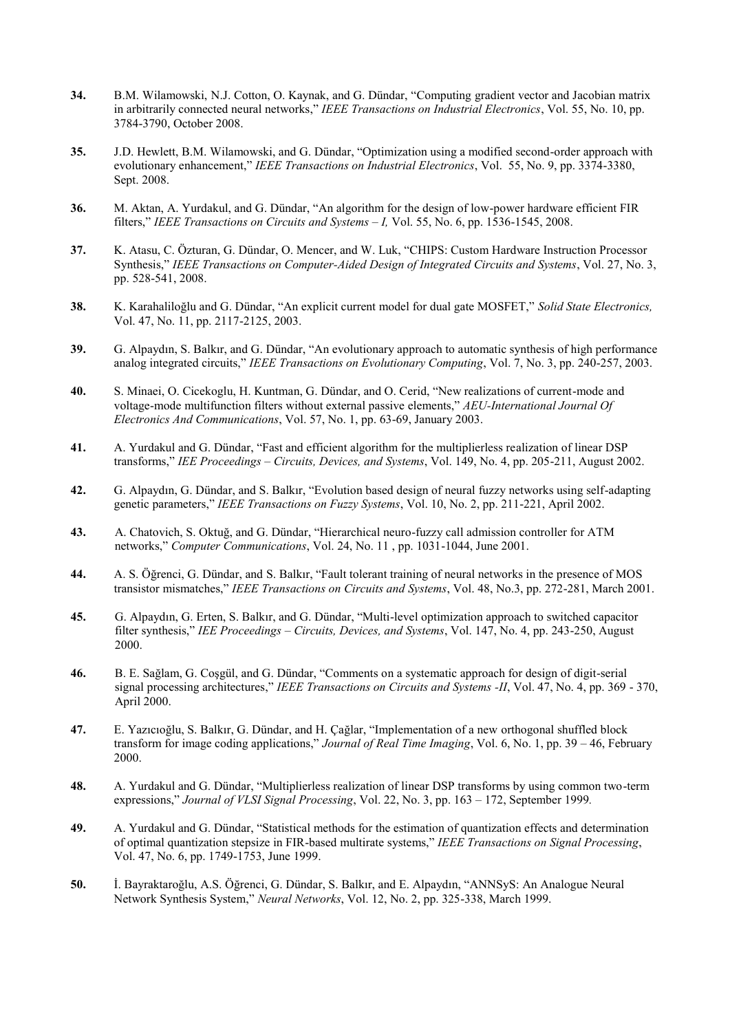**34.** B.M. Wilamowski, N.J. Cotton, O. Kaynak, and G. Dündar, "Computing gradient vector and Jacobian matrix in arbitrarily connected neural networks," *IEEE Transactions on Industrial Electronics*, Vol. 55, No. 10, pp. 3784-3790, October 2008.

**35.** J.D. Hewlett, B.M. Wilamowski, and G. Dündar, "Optimization using a modified second-order approach with evolutionary enhancement," *IEEE Transactions on Industrial Electronics*, Vol. 55, No. 9, pp. 3374-3380, Sept. 2008.

**36.** M. Aktan, A. Yurdakul, and G. Dündar, "An algorithm for the design of low-power hardware efficient FIR filters," *IEEE Transactions on Circuits and Systems – I,* Vol. 55, No. 6, pp. 1536-1545, 2008.

**37.** K. Atasu, C. Özturan, G. Dündar, O. Mencer, and W. Luk, "CHIPS: Custom Hardware Instruction Processor Synthesis," *IEEE Transactions on Computer-Aided Design of Integrated Circuits and Systems*, Vol. 27, No. 3, pp. 528-541, 2008.

**38.** K. Karahaliloğlu and G. Dündar, "An explicit current model for dual gate MOSFET," *Solid State Electronics,* Vol. 47, No. 11, pp. 2117-2125, 2003.

**39.** G. Alpaydın, S. Balkır, and G. Dündar, "An evolutionary approach to automatic synthesis of high performance analog integrated circuits," *IEEE Transactions on Evolutionary Computing*, Vol. 7, No. 3, pp. 240-257, 2003.

**40.** S. Minaei, O. Cicekoglu, H. Kuntman, G. Dündar, and O. Cerid, "New realizations of current-mode and voltage-mode multifunction filters without external passive elements," *AEU-International Journal Of Electronics And Communications*, Vol. 57, No. 1, pp. 63-69, January 2003.

**41.** A. Yurdakul and G. Dündar, "Fast and efficient algorithm for the multiplierless realization of linear DSP transforms," *IEE Proceedings – Circuits, Devices, and Systems*, Vol. 149, No. 4, pp. 205-211, August 2002.

**42.** G. Alpaydın, G. Dündar, and S. Balkır, "Evolution based design of neural fuzzy networks using self-adapting genetic parameters," *IEEE Transactions on Fuzzy Systems*, Vol. 10, No. 2, pp. 211-221, April 2002.

**43.** A. Chatovich, S. Oktuğ, and G. Dündar, "Hierarchical neuro-fuzzy call admission controller for ATM networks," *Computer Communications*, Vol. 24, No. 11 , pp. 1031-1044, June 2001.

**44.** A. S. Öğrenci, G. Dündar, and S. Balkır, "Fault tolerant training of neural networks in the presence of MOS transistor mismatches," *IEEE Transactions on Circuits and Systems*, Vol. 48, No.3, pp. 272-281, March 2001.

**45.** G. Alpaydın, G. Erten, S. Balkır, and G. Dündar, "Multi-level optimization approach to switched capacitor filter synthesis," *IEE Proceedings – Circuits, Devices, and Systems*, Vol. 147, No. 4, pp. 243-250, August 2000.

**46.** B. E. Sağlam, G. Coşgül, and G. Dündar, "Comments on a systematic approach for design of digit-serial signal processing architectures," *IEEE Transactions on Circuits and Systems -II*, Vol. 47, No. 4, pp. 369 - 370, April 2000.

**47.** E. Yazıcıoğlu, S. Balkır, G. Dündar, and H. Çağlar, "Implementation of a new orthogonal shuffled block transform for image coding applications," *Journal of Real Time Imaging*, Vol. 6, No. 1, pp. 39 – 46, February 2000.

**48.** A. Yurdakul and G. Dündar, "Multiplierless realization of linear DSP transforms by using common two-term expressions," *Journal of VLSI Signal Processing*, Vol. 22, No. 3, pp. 163 – 172, September 1999.

**49.** A. Yurdakul and G. Dündar, "Statistical methods for the estimation of quantization effects and determination of optimal quantization stepsize in FIR-based multirate systems," *IEEE Transactions on Signal Processing*, Vol. 47, No. 6, pp. 1749-1753, June 1999.

**50.** İ. Bayraktaroğlu, A.S. Öğrenci, G. Dündar, S. Balkır, and E. Alpaydın, "ANNSyS: An Analogue Neural Network Synthesis System," *Neural Networks*, Vol. 12, No. 2, pp. 325-338, March 1999.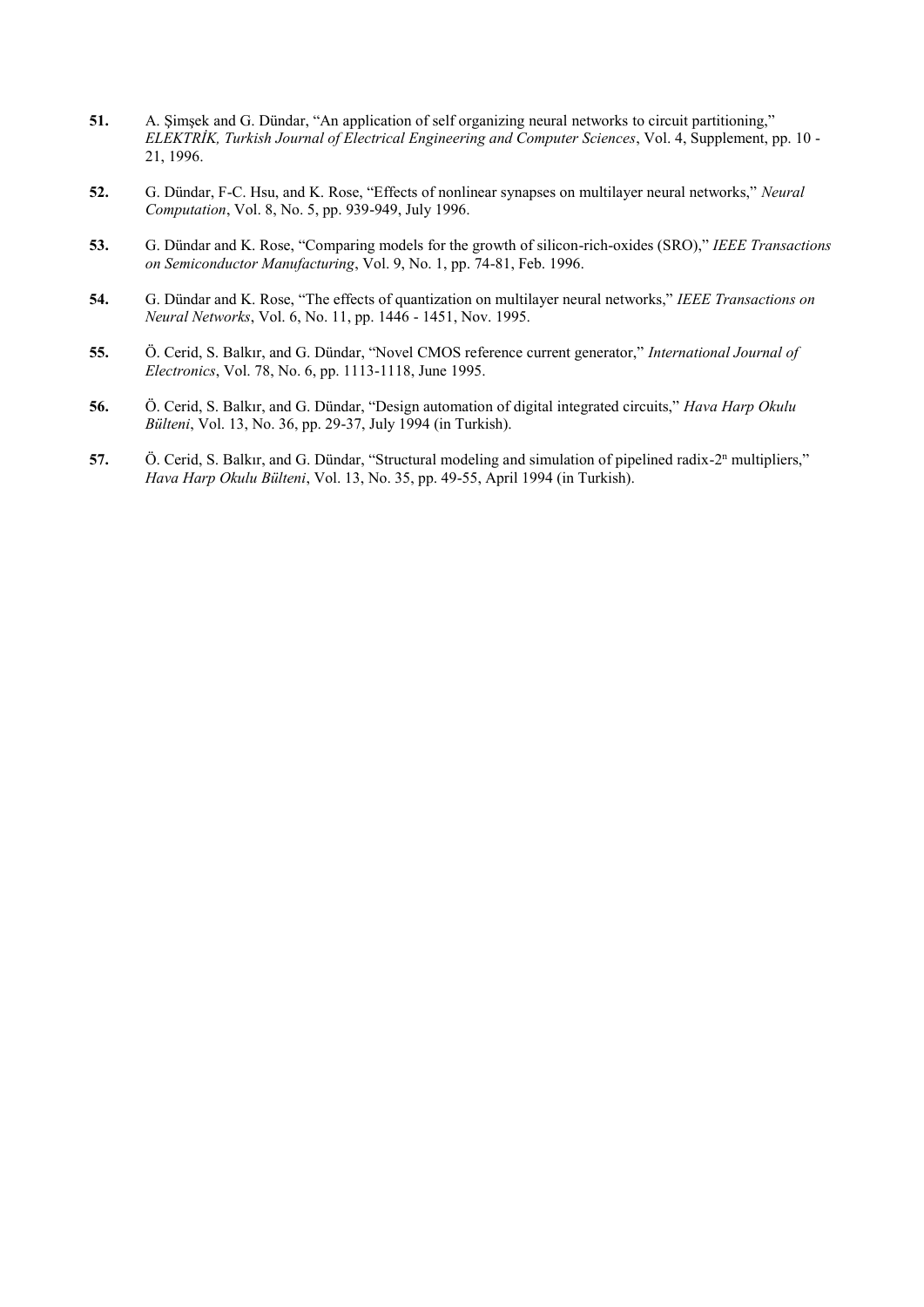**51.** A. Şimşek and G. Dündar, "An application of self organizing neural networks to circuit partitioning," *ELEKTRİK, Turkish Journal of Electrical Engineering and Computer Sciences*, Vol. 4, Supplement, pp. 10 - 21, 1996.

**52.** G. Dündar, F-C. Hsu, and K. Rose, "Effects of nonlinear synapses on multilayer neural networks," *Neural Computation*, Vol. 8, No. 5, pp. 939-949, July 1996.

**53.** G. Dündar and K. Rose, "Comparing models for the growth of silicon-rich-oxides (SRO)," *IEEE Transactions on Semiconductor Manufacturing*, Vol. 9, No. 1, pp. 74-81, Feb. 1996.

**54.** G. Dündar and K. Rose, "The effects of quantization on multilayer neural networks," *IEEE Transactions on Neural Networks*, Vol. 6, No. 11, pp. 1446 - 1451, Nov. 1995.

**55.** Ö. Cerid, S. Balkır, and G. Dündar, "Novel CMOS reference current generator," *International Journal of Electronics*, Vol. 78, No. 6, pp. 1113-1118, June 1995.

**56.** Ö. Cerid, S. Balkır, and G. Dündar, "Design automation of digital integrated circuits," *Hava Harp Okulu Bülteni*, Vol. 13, No. 36, pp. 29-37, July 1994 (in Turkish).

**57.** Ö. Cerid, S. Balkır, and G. Dündar, "Structural modeling and simulation of pipelined radix-$2^n$ multipliers," *Hava Harp Okulu Bülteni*, Vol. 13, No. 35, pp. 49-55, April 1994 (in Turkish).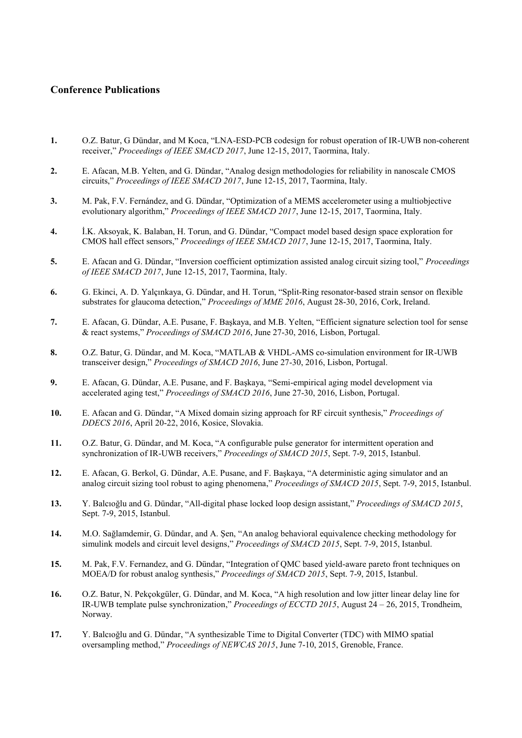### Conference Publications

**1.** O.Z. Batur, G Dündar, and M Koca, "LNA-ESD-PCB codesign for robust operation of IR-UWB non-coherent receiver," *Proceedings of IEEE SMACD 2017*, June 12-15, 2017, Taormina, Italy.

**2.** E. Afacan, M.B. Yelten, and G. Dündar, "Analog design methodologies for reliability in nanoscale CMOS circuits," *Proceedings of IEEE SMACD 2017*, June 12-15, 2017, Taormina, Italy.

**3.** M. Pak, F.V. Fernández, and G. Dündar, "Optimization of a MEMS accelerometer using a multiobjective evolutionary algorithm," *Proceedings of IEEE SMACD 2017*, June 12-15, 2017, Taormina, Italy.

**4.** İ.K. Aksoyak, K. Balaban, H. Torun, and G. Dündar, "Compact model based design space exploration for CMOS hall effect sensors," *Proceedings of IEEE SMACD 2017*, June 12-15, 2017, Taormina, Italy.

**5.** E. Afacan and G. Dündar, "Inversion coefficient optimization assisted analog circuit sizing tool," *Proceedings of IEEE SMACD 2017*, June 12-15, 2017, Taormina, Italy.

**6.** G. Ekinci, A. D. Yalçınkaya, G. Dündar, and H. Torun, "Split-Ring resonator-based strain sensor on flexible substrates for glaucoma detection," *Proceedings of MME 2016*, August 28-30, 2016, Cork, Ireland.

**7.** E. Afacan, G. Dündar, A.E. Pusane, F. Başkaya, and M.B. Yelten, "Efficient signature selection tool for sense & react systems," *Proceedings of SMACD 2016*, June 27-30, 2016, Lisbon, Portugal.

**8.** O.Z. Batur, G. Dündar, and M. Koca, "MATLAB & VHDL-AMS co-simulation environment for IR-UWB transceiver design," *Proceedings of SMACD 2016*, June 27-30, 2016, Lisbon, Portugal.

**9.** E. Afacan, G. Dündar, A.E. Pusane, and F. Başkaya, "Semi-empirical aging model development via accelerated aging test," *Proceedings of SMACD 2016*, June 27-30, 2016, Lisbon, Portugal.

**10.** E. Afacan and G. Dündar, "A Mixed domain sizing approach for RF circuit synthesis," *Proceedings of DDECS 2016*, April 20-22, 2016, Kosice, Slovakia.

**11.** O.Z. Batur, G. Dündar, and M. Koca, "A configurable pulse generator for intermittent operation and synchronization of IR-UWB receivers," *Proceedings of SMACD 2015*, Sept. 7-9, 2015, Istanbul.

**12.** E. Afacan, G. Berkol, G. Dündar, A.E. Pusane, and F. Başkaya, "A deterministic aging simulator and an analog circuit sizing tool robust to aging phenomena," *Proceedings of SMACD 2015*, Sept. 7-9, 2015, Istanbul.

**13.** Y. Balcıoğlu and G. Dündar, "All-digital phase locked loop design assistant," *Proceedings of SMACD 2015*, Sept. 7-9, 2015, Istanbul.

**14.** M.O. Sağlamdemir, G. Dündar, and A. Şen, "An analog behavioral equivalence checking methodology for simulink models and circuit level designs," *Proceedings of SMACD 2015*, Sept. 7-9, 2015, Istanbul.

**15.** M. Pak, F.V. Fernandez, and G. Dündar, "Integration of QMC based yield-aware pareto front techniques on MOEA/D for robust analog synthesis," *Proceedings of SMACD 2015*, Sept. 7-9, 2015, Istanbul.

**16.** O.Z. Batur, N. Pekçokgüler, G. Dündar, and M. Koca, "A high resolution and low jitter linear delay line for IR-UWB template pulse synchronization," *Proceedings of ECCTD 2015*, August 24 – 26, 2015, Trondheim, Norway.

**17.** Y. Balcıoğlu and G. Dündar, "A synthesizable Time to Digital Converter (TDC) with MIMO spatial oversampling method," *Proceedings of NEWCAS 2015*, June 7-10, 2015, Grenoble, France.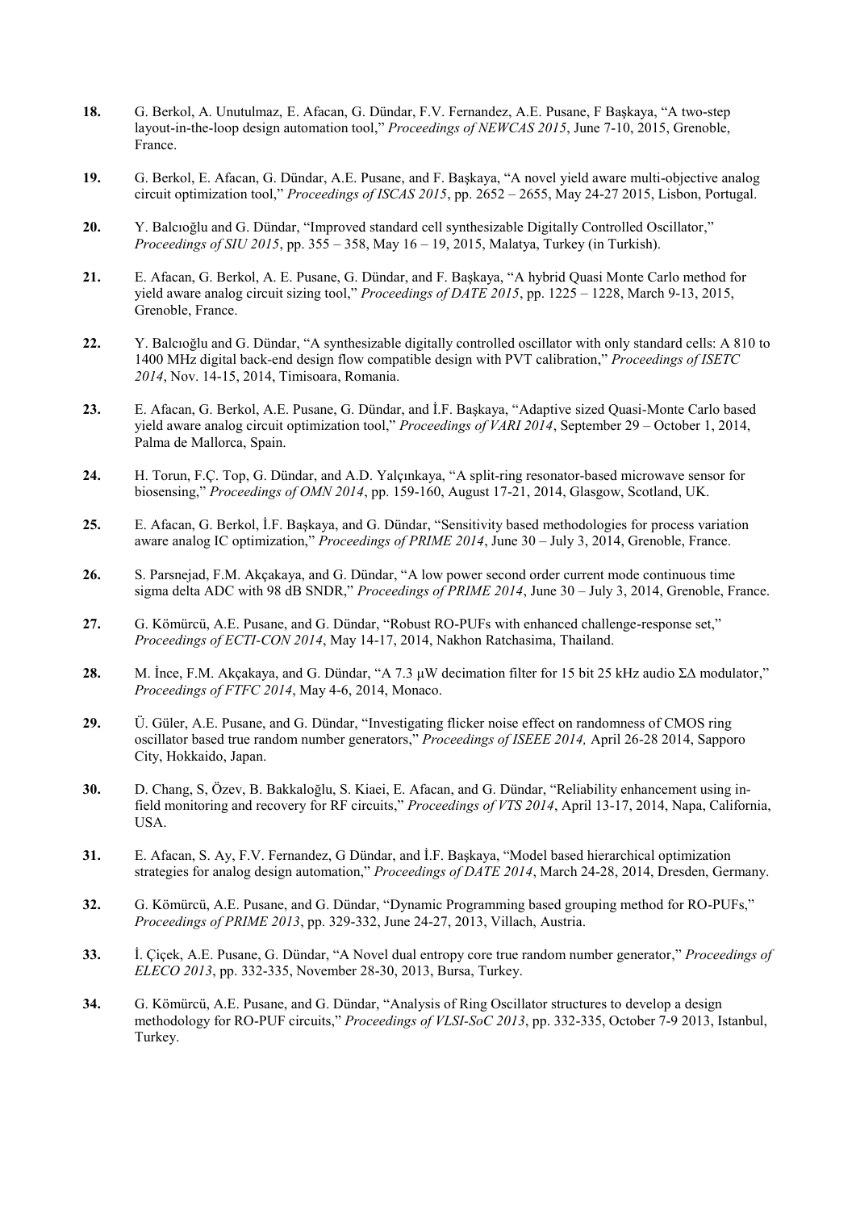**18.** G. Berkol, A. Unutulmaz, E. Afacan, G. Dündar, F.V. Fernandez, A.E. Pusane, F Başkaya, “A two-step layout-in-the-loop design automation tool,” *Proceedings of NEWCAS 2015*, June 7-10, 2015, Grenoble, France.

**19.** G. Berkol, E. Afacan, G. Dündar, A.E. Pusane, and F. Başkaya, “A novel yield aware multi-objective analog circuit optimization tool,” *Proceedings of ISCAS 2015*, pp. 2652 – 2655, May 24-27 2015, Lisbon, Portugal.

**20.** Y. Balcıoğlu and G. Dündar, “Improved standard cell synthesizable Digitally Controlled Oscillator,” *Proceedings of SIU 2015*, pp. 355 – 358, May 16 – 19, 2015, Malatya, Turkey (in Turkish).

**21.** E. Afacan, G. Berkol, A. E. Pusane, G. Dündar, and F. Başkaya, “A hybrid Quasi Monte Carlo method for yield aware analog circuit sizing tool,” *Proceedings of DATE 2015*, pp. 1225 – 1228, March 9-13, 2015, Grenoble, France.

**22.** Y. Balcıoğlu and G. Dündar, “A synthesizable digitally controlled oscillator with only standard cells: A 810 to 1400 MHz digital back-end design flow compatible design with PVT calibration,” *Proceedings of ISETC 2014*, Nov. 14-15, 2014, Timisoara, Romania.

**23.** E. Afacan, G. Berkol, A.E. Pusane, G. Dündar, and İ.F. Başkaya, “Adaptive sized Quasi-Monte Carlo based yield aware analog circuit optimization tool,” *Proceedings of VARI 2014*, September 29 – October 1, 2014, Palma de Mallorca, Spain.

**24.** H. Torun, F.Ç. Top, G. Dündar, and A.D. Yalçınkaya, “A split-ring resonator-based microwave sensor for biosensing,” *Proceedings of OMN 2014*, pp. 159-160, August 17-21, 2014, Glasgow, Scotland, UK.

**25.** E. Afacan, G. Berkol, İ.F. Başkaya, and G. Dündar, “Sensitivity based methodologies for process variation aware analog IC optimization,” *Proceedings of PRIME 2014*, June 30 – July 3, 2014, Grenoble, France.

**26.** S. Parsnejad, F.M. Akçakaya, and G. Dündar, “A low power second order current mode continuous time sigma delta ADC with 98 dB SNDR,” *Proceedings of PRIME 2014*, June 30 – July 3, 2014, Grenoble, France.

**27.** G. Kömürcü, A.E. Pusane, and G. Dündar, “Robust RO-PUFs with enhanced challenge-response set,” *Proceedings of ECTI-CON 2014*, May 14-17, 2014, Nakhon Ratchasima, Thailand.

**28.** M. İnce, F.M. Akçakaya, and G. Dündar, “A 7.3 μW decimation filter for 15 bit 25 kHz audio ΣΔ modulator,” *Proceedings of FTFC 2014*, May 4-6, 2014, Monaco.

**29.** Ü. Güler, A.E. Pusane, and G. Dündar, “Investigating flicker noise effect on randomness of CMOS ring oscillator based true random number generators,” *Proceedings of ISEEE 2014,* April 26-28 2014, Sapporo City, Hokkaido, Japan.

**30.** D. Chang, S, Özev, B. Bakkaloğlu, S. Kiaei, E. Afacan, and G. Dündar, “Reliability enhancement using in-field monitoring and recovery for RF circuits,” *Proceedings of VTS 2014*, April 13-17, 2014, Napa, California, USA.

**31.** E. Afacan, S. Ay, F.V. Fernandez, G Dündar, and İ.F. Başkaya, “Model based hierarchical optimization strategies for analog design automation,” *Proceedings of DATE 2014*, March 24-28, 2014, Dresden, Germany.

**32.** G. Kömürcü, A.E. Pusane, and G. Dündar, “Dynamic Programming based grouping method for RO-PUFs,” *Proceedings of PRIME 2013*, pp. 329-332, June 24-27, 2013, Villach, Austria.

**33.** İ. Çiçek, A.E. Pusane, G. Dündar, “A Novel dual entropy core true random number generator,” *Proceedings of ELECO 2013*, pp. 332-335, November 28-30, 2013, Bursa, Turkey.

**34.** G. Kömürcü, A.E. Pusane, and G. Dündar, “Analysis of Ring Oscillator structures to develop a design methodology for RO-PUF circuits,” *Proceedings of VLSI-SoC 2013*, pp. 332-335, October 7-9 2013, Istanbul, Turkey.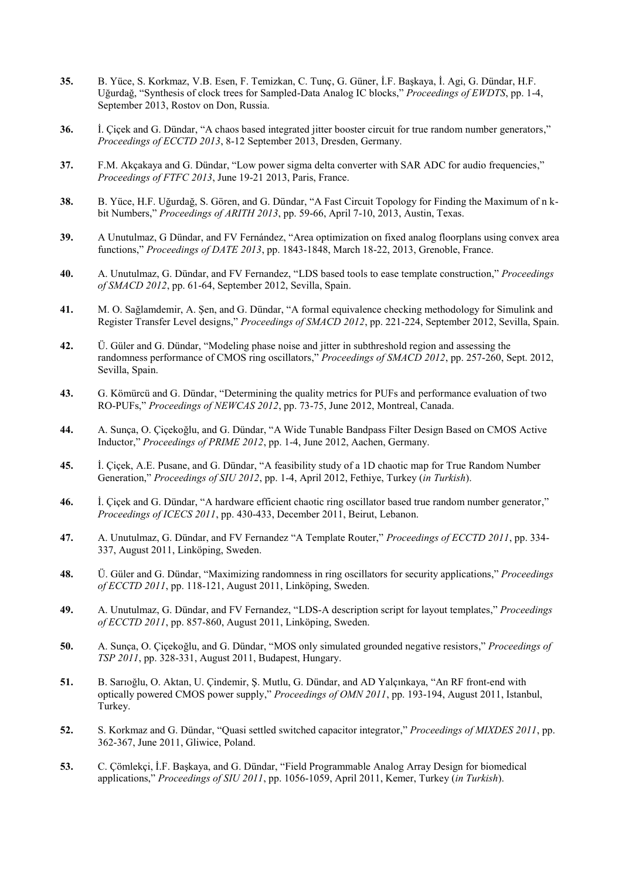**35.** B. Yüce, S. Korkmaz, V.B. Esen, F. Temizkan, C. Tunç, G. Güner, İ.F. Başkaya, İ. Agi, G. Dündar, H.F. Uğurdağ, "Synthesis of clock trees for Sampled-Data Analog IC blocks," *Proceedings of EWDTS*, pp. 1-4, September 2013, Rostov on Don, Russia.

**36.** İ. Çiçek and G. Dündar, "A chaos based integrated jitter booster circuit for true random number generators," *Proceedings of ECCTD 2013*, 8-12 September 2013, Dresden, Germany.

**37.** F.M. Akçakaya and G. Dündar, "Low power sigma delta converter with SAR ADC for audio frequencies," *Proceedings of FTFC 2013*, June 19-21 2013, Paris, France.

**38.** B. Yüce, H.F. Uğurdağ, S. Gören, and G. Dündar, "A Fast Circuit Topology for Finding the Maximum of n k-bit Numbers," *Proceedings of ARITH 2013*, pp. 59-66, April 7-10, 2013, Austin, Texas.

**39.** A Unutulmaz, G Dündar, and FV Fernández, "Area optimization on fixed analog floorplans using convex area functions," *Proceedings of DATE 2013*, pp. 1843-1848, March 18-22, 2013, Grenoble, France.

**40.** A. Unutulmaz, G. Dündar, and FV Fernandez, "LDS based tools to ease template construction," *Proceedings of SMACD 2012*, pp. 61-64, September 2012, Sevilla, Spain.

**41.** M. O. Sağlamdemir, A. Şen, and G. Dündar, "A formal equivalence checking methodology for Simulink and Register Transfer Level designs," *Proceedings of SMACD 2012*, pp. 221-224, September 2012, Sevilla, Spain.

**42.** Ü. Güler and G. Dündar, "Modeling phase noise and jitter in subthreshold region and assessing the randomness performance of CMOS ring oscillators," *Proceedings of SMACD 2012*, pp. 257-260, Sept. 2012, Sevilla, Spain.

**43.** G. Kömürcü and G. Dündar, "Determining the quality metrics for PUFs and performance evaluation of two RO-PUFs," *Proceedings of NEWCAS 2012*, pp. 73-75, June 2012, Montreal, Canada.

**44.** A. Sunça, O. Çiçekoğlu, and G. Dündar, "A Wide Tunable Bandpass Filter Design Based on CMOS Active Inductor," *Proceedings of PRIME 2012*, pp. 1-4, June 2012, Aachen, Germany.

**45.** İ. Çiçek, A.E. Pusane, and G. Dündar, "A feasibility study of a 1D chaotic map for True Random Number Generation," *Proceedings of SIU 2012*, pp. 1-4, April 2012, Fethiye, Turkey (*in Turkish*).

**46.** İ. Çiçek and G. Dündar, "A hardware efficient chaotic ring oscillator based true random number generator," *Proceedings of ICECS 2011*, pp. 430-433, December 2011, Beirut, Lebanon.

**47.** A. Unutulmaz, G. Dündar, and FV Fernandez "A Template Router," *Proceedings of ECCTD 2011*, pp. 334-337, August 2011, Linköping, Sweden.

**48.** Ü. Güler and G. Dündar, "Maximizing randomness in ring oscillators for security applications," *Proceedings of ECCTD 2011*, pp. 118-121, August 2011, Linköping, Sweden.

**49.** A. Unutulmaz, G. Dündar, and FV Fernandez, "LDS-A description script for layout templates," *Proceedings of ECCTD 2011*, pp. 857-860, August 2011, Linköping, Sweden.

**50.** A. Sunça, O. Çiçekoğlu, and G. Dündar, "MOS only simulated grounded negative resistors," *Proceedings of TSP 2011*, pp. 328-331, August 2011, Budapest, Hungary.

**51.** B. Sarıoğlu, O. Aktan, U. Çindemir, Ş. Mutlu, G. Dündar, and AD Yalçınkaya, "An RF front-end with optically powered CMOS power supply," *Proceedings of OMN 2011*, pp. 193-194, August 2011, Istanbul, Turkey.

**52.** S. Korkmaz and G. Dündar, "Quasi settled switched capacitor integrator," *Proceedings of MIXDES 2011*, pp. 362-367, June 2011, Gliwice, Poland.

**53.** C. Çömlekçi, İ.F. Başkaya, and G. Dündar, "Field Programmable Analog Array Design for biomedical applications," *Proceedings of SIU 2011*, pp. 1056-1059, April 2011, Kemer, Turkey (*in Turkish*).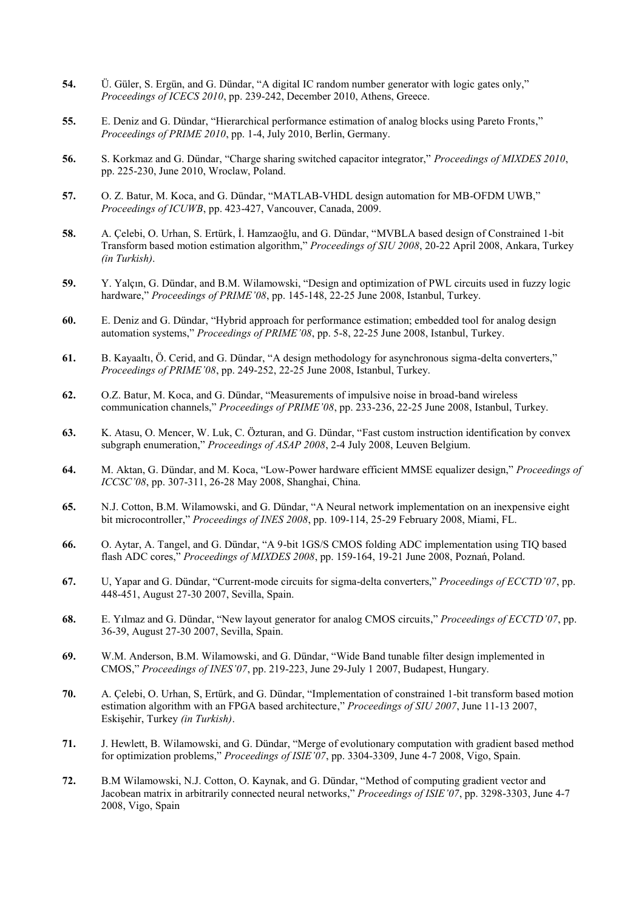**54.** Ü. Güler, S. Ergün, and G. Dündar, "A digital IC random number generator with logic gates only," *Proceedings of ICECS 2010*, pp. 239-242, December 2010, Athens, Greece.

**55.** E. Deniz and G. Dündar, "Hierarchical performance estimation of analog blocks using Pareto Fronts," *Proceedings of PRIME 2010*, pp. 1-4, July 2010, Berlin, Germany.

**56.** S. Korkmaz and G. Dündar, "Charge sharing switched capacitor integrator," *Proceedings of MIXDES 2010*, pp. 225-230, June 2010, Wroclaw, Poland.

**57.** O. Z. Batur, M. Koca, and G. Dündar, "MATLAB-VHDL design automation for MB-OFDM UWB," *Proceedings of ICUWB*, pp. 423-427, Vancouver, Canada, 2009.

**58.** A. Çelebi, O. Urhan, S. Ertürk, İ. Hamzaoğlu, and G. Dündar, "MVBLA based design of Constrained 1-bit Transform based motion estimation algorithm," *Proceedings of SIU 2008*, 20-22 April 2008, Ankara, Turkey *(in Turkish)*.

**59.** Y. Yalçın, G. Dündar, and B.M. Wilamowski, "Design and optimization of PWL circuits used in fuzzy logic hardware," *Proceedings of PRIME'08*, pp. 145-148, 22-25 June 2008, Istanbul, Turkey.

**60.** E. Deniz and G. Dündar, "Hybrid approach for performance estimation; embedded tool for analog design automation systems," *Proceedings of PRIME'08*, pp. 5-8, 22-25 June 2008, Istanbul, Turkey.

**61.** B. Kayaaltı, Ö. Cerid, and G. Dündar, "A design methodology for asynchronous sigma-delta converters," *Proceedings of PRIME'08*, pp. 249-252, 22-25 June 2008, Istanbul, Turkey.

**62.** O.Z. Batur, M. Koca, and G. Dündar, "Measurements of impulsive noise in broad-band wireless communication channels," *Proceedings of PRIME'08*, pp. 233-236, 22-25 June 2008, Istanbul, Turkey.

**63.** K. Atasu, O. Mencer, W. Luk, C. Özturan, and G. Dündar, "Fast custom instruction identification by convex subgraph enumeration," *Proceedings of ASAP 2008*, 2-4 July 2008, Leuven Belgium.

**64.** M. Aktan, G. Dündar, and M. Koca, "Low-Power hardware efficient MMSE equalizer design," *Proceedings of ICCSC'08*, pp. 307-311, 26-28 May 2008, Shanghai, China.

**65.** N.J. Cotton, B.M. Wilamowski, and G. Dündar, "A Neural network implementation on an inexpensive eight bit microcontroller," *Proceedings of INES 2008*, pp. 109-114, 25-29 February 2008, Miami, FL.

**66.** O. Aytar, A. Tangel, and G. Dündar, "A 9-bit 1GS/S CMOS folding ADC implementation using TIQ based flash ADC cores," *Proceedings of MIXDES 2008*, pp. 159-164, 19-21 June 2008, Poznań, Poland.

**67.** U, Yapar and G. Dündar, "Current-mode circuits for sigma-delta converters," *Proceedings of ECCTD'07*, pp. 448-451, August 27-30 2007, Sevilla, Spain.

**68.** E. Yılmaz and G. Dündar, "New layout generator for analog CMOS circuits," *Proceedings of ECCTD'07*, pp. 36-39, August 27-30 2007, Sevilla, Spain.

**69.** W.M. Anderson, B.M. Wilamowski, and G. Dündar, "Wide Band tunable filter design implemented in CMOS," *Proceedings of INES'07*, pp. 219-223, June 29-July 1 2007, Budapest, Hungary.

**70.** A. Çelebi, O. Urhan, S, Ertürk, and G. Dündar, "Implementation of constrained 1-bit transform based motion estimation algorithm with an FPGA based architecture," *Proceedings of SIU 2007*, June 11-13 2007, Eskişehir, Turkey *(in Turkish)*.

**71.** J. Hewlett, B. Wilamowski, and G. Dündar, "Merge of evolutionary computation with gradient based method for optimization problems," *Proceedings of ISIE'07*, pp. 3304-3309, June 4-7 2008, Vigo, Spain.

**72.** B.M Wilamowski, N.J. Cotton, O. Kaynak, and G. Dündar, "Method of computing gradient vector and Jacobean matrix in arbitrarily connected neural networks," *Proceedings of ISIE'07*, pp. 3298-3303, June 4-7 2008, Vigo, Spain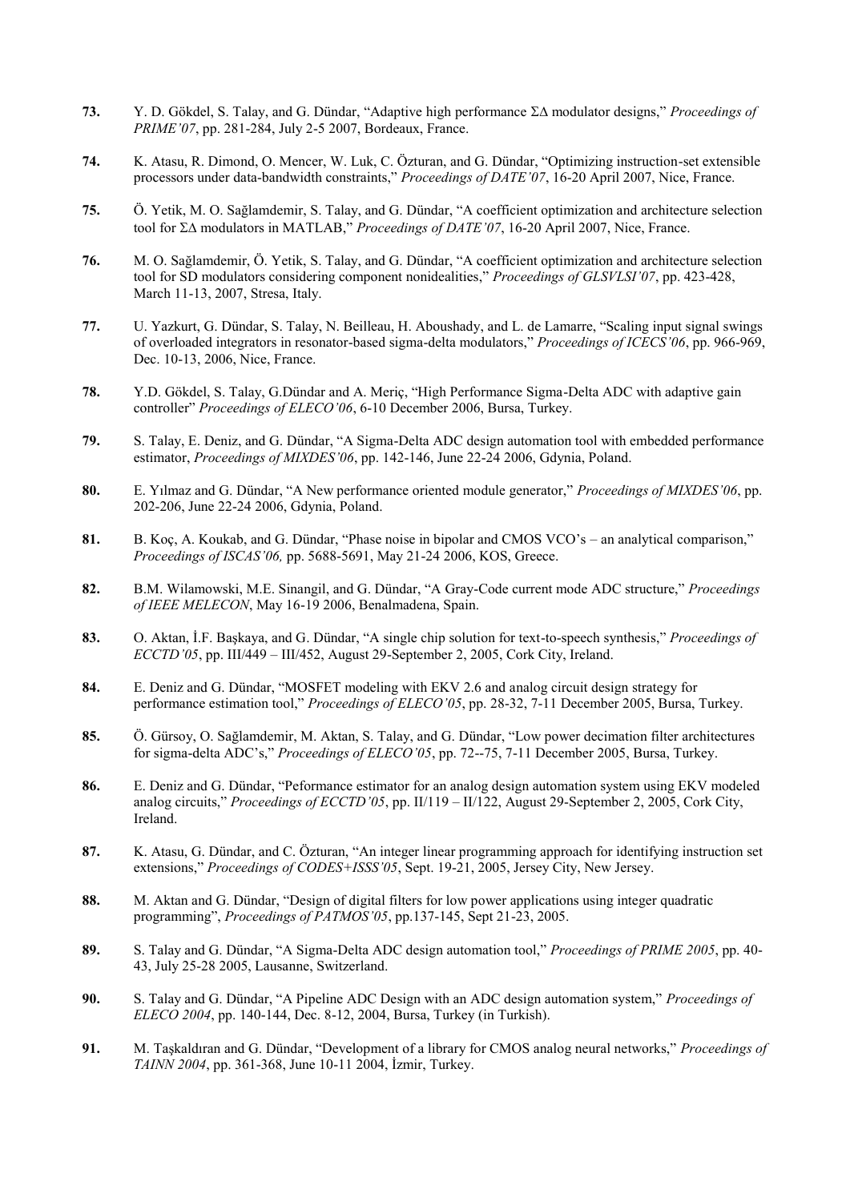**73.** Y. D. Gökdel, S. Talay, and G. Dündar, "Adaptive high performance ΣΔ modulator designs," *Proceedings of PRIME'07*, pp. 281-284, July 2-5 2007, Bordeaux, France.

**74.** K. Atasu, R. Dimond, O. Mencer, W. Luk, C. Özturan, and G. Dündar, "Optimizing instruction-set extensible processors under data-bandwidth constraints," *Proceedings of DATE'07*, 16-20 April 2007, Nice, France.

**75.** Ö. Yetik, M. O. Sağlamdemir, S. Talay, and G. Dündar, "A coefficient optimization and architecture selection tool for ΣΔ modulators in MATLAB," *Proceedings of DATE'07*, 16-20 April 2007, Nice, France.

**76.** M. O. Sağlamdemir, Ö. Yetik, S. Talay, and G. Dündar, "A coefficient optimization and architecture selection tool for SD modulators considering component nonidealities," *Proceedings of GLSVLSI'07*, pp. 423-428, March 11-13, 2007, Stresa, Italy.

**77.** U. Yazkurt, G. Dündar, S. Talay, N. Beilleau, H. Aboushady, and L. de Lamarre, "Scaling input signal swings of overloaded integrators in resonator-based sigma-delta modulators," *Proceedings of ICECS'06*, pp. 966-969, Dec. 10-13, 2006, Nice, France.

**78.** Y.D. Gökdel, S. Talay, G.Dündar and A. Meriç, "High Performance Sigma-Delta ADC with adaptive gain controller" *Proceedings of ELECO'06*, 6-10 December 2006, Bursa, Turkey.

**79.** S. Talay, E. Deniz, and G. Dündar, "A Sigma-Delta ADC design automation tool with embedded performance estimator, *Proceedings of MIXDES'06*, pp. 142-146, June 22-24 2006, Gdynia, Poland.

**80.** E. Yılmaz and G. Dündar, "A New performance oriented module generator," *Proceedings of MIXDES'06*, pp. 202-206, June 22-24 2006, Gdynia, Poland.

**81.** B. Koç, A. Koukab, and G. Dündar, "Phase noise in bipolar and CMOS VCO's – an analytical comparison," *Proceedings of ISCAS'06,* pp. 5688-5691, May 21-24 2006, KOS, Greece.

**82.** B.M. Wilamowski, M.E. Sinangil, and G. Dündar, "A Gray-Code current mode ADC structure," *Proceedings of IEEE MELECON*, May 16-19 2006, Benalmadena, Spain.

**83.** O. Aktan, İ.F. Başkaya, and G. Dündar, "A single chip solution for text-to-speech synthesis," *Proceedings of ECCTD'05*, pp. III/449 – III/452, August 29-September 2, 2005, Cork City, Ireland.

**84.** E. Deniz and G. Dündar, "MOSFET modeling with EKV 2.6 and analog circuit design strategy for performance estimation tool," *Proceedings of ELECO'05*, pp. 28-32, 7-11 December 2005, Bursa, Turkey.

**85.** Ö. Gürsoy, O. Sağlamdemir, M. Aktan, S. Talay, and G. Dündar, "Low power decimation filter architectures for sigma-delta ADC's," *Proceedings of ELECO'05*, pp. 72--75, 7-11 December 2005, Bursa, Turkey.

**86.** E. Deniz and G. Dündar, "Peformance estimator for an analog design automation system using EKV modeled analog circuits," *Proceedings of ECCTD'05*, pp. II/119 – II/122, August 29-September 2, 2005, Cork City, Ireland.

**87.** K. Atasu, G. Dündar, and C. Özturan, "An integer linear programming approach for identifying instruction set extensions," *Proceedings of CODES+ISSS'05*, Sept. 19-21, 2005, Jersey City, New Jersey.

**88.** M. Aktan and G. Dündar, "Design of digital filters for low power applications using integer quadratic programming", *Proceedings of PATMOS'05*, pp.137-145, Sept 21-23, 2005.

**89.** S. Talay and G. Dündar, "A Sigma-Delta ADC design automation tool," *Proceedings of PRIME 2005*, pp. 40-43, July 25-28 2005, Lausanne, Switzerland.

**90.** S. Talay and G. Dündar, "A Pipeline ADC Design with an ADC design automation system," *Proceedings of ELECO 2004*, pp. 140-144, Dec. 8-12, 2004, Bursa, Turkey (in Turkish).

**91.** M. Taşkaldıran and G. Dündar, "Development of a library for CMOS analog neural networks," *Proceedings of TAINN 2004*, pp. 361-368, June 10-11 2004, İzmir, Turkey.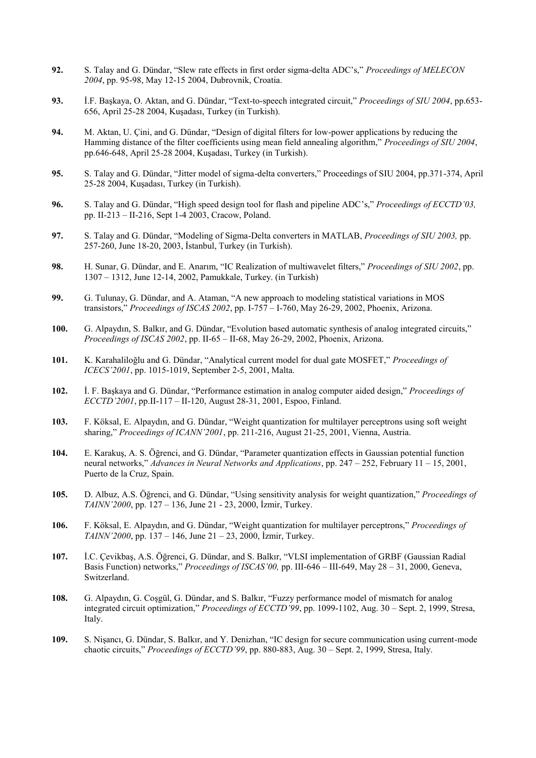**92.** S. Talay and G. Dündar, "Slew rate effects in first order sigma-delta ADC's," *Proceedings of MELECON 2004*, pp. 95-98, May 12-15 2004, Dubrovnik, Croatia.

**93.** İ.F. Başkaya, O. Aktan, and G. Dündar, "Text-to-speech integrated circuit," *Proceedings of SIU 2004*, pp.653-656, April 25-28 2004, Kuşadası, Turkey (in Turkish).

**94.** M. Aktan, U. Çini, and G. Dündar, "Design of digital filters for low-power applications by reducing the Hamming distance of the filter coefficients using mean field annealing algorithm," *Proceedings of SIU 2004*, pp.646-648, April 25-28 2004, Kuşadası, Turkey (in Turkish).

**95.** S. Talay and G. Dündar, "Jitter model of sigma-delta converters," Proceedings of SIU 2004, pp.371-374, April 25-28 2004, Kuşadası, Turkey (in Turkish).

**96.** S. Talay and G. Dündar, "High speed design tool for flash and pipeline ADC's," *Proceedings of ECCTD'03,* pp. II-213 – II-216, Sept 1-4 2003, Cracow, Poland.

**97.** S. Talay and G. Dündar, "Modeling of Sigma-Delta converters in MATLAB, *Proceedings of SIU 2003,* pp. 257-260, June 18-20, 2003, İstanbul, Turkey (in Turkish).

**98.** H. Sunar, G. Dündar, and E. Anarım, "IC Realization of multiwavelet filters," *Proceedings of SIU 2002*, pp. 1307 – 1312, June 12-14, 2002, Pamukkale, Turkey. (in Turkish)

**99.** G. Tulunay, G. Dündar, and A. Ataman, "A new approach to modeling statistical variations in MOS transistors," *Proceedings of ISCAS 2002*, pp. I-757 – I-760, May 26-29, 2002, Phoenix, Arizona.

**100.** G. Alpaydın, S. Balkır, and G. Dündar, "Evolution based automatic synthesis of analog integrated circuits," *Proceedings of ISCAS 2002*, pp. II-65 – II-68, May 26-29, 2002, Phoenix, Arizona.

**101.** K. Karahaliloğlu and G. Dündar, "Analytical current model for dual gate MOSFET," *Proceedings of ICECS'2001*, pp. 1015-1019, September 2-5, 2001, Malta.

**102.** İ. F. Başkaya and G. Dündar, "Performance estimation in analog computer aided design," *Proceedings of ECCTD'2001*, pp.II-117 – II-120, August 28-31, 2001, Espoo, Finland.

**103.** F. Köksal, E. Alpaydın, and G. Dündar, "Weight quantization for multilayer perceptrons using soft weight sharing," *Proceedings of ICANN'2001*, pp. 211-216, August 21-25, 2001, Vienna, Austria.

**104.** E. Karakuş, A. S. Öğrenci, and G. Dündar, "Parameter quantization effects in Gaussian potential function neural networks," *Advances in Neural Networks and Applications*, pp. 247 – 252, February 11 – 15, 2001, Puerto de la Cruz, Spain.

**105.** D. Albuz, A.S. Öğrenci, and G. Dündar, "Using sensitivity analysis for weight quantization," *Proceedings of TAINN'2000*, pp. 127 – 136, June 21 - 23, 2000, İzmir, Turkey.

**106.** F. Köksal, E. Alpaydın, and G. Dündar, "Weight quantization for multilayer perceptrons," *Proceedings of TAINN'2000*, pp. 137 – 146, June 21 – 23, 2000, İzmir, Turkey.

**107.** İ.C. Çevikbaş, A.S. Öğrenci, G. Dündar, and S. Balkır, "VLSI implementation of GRBF (Gaussian Radial Basis Function) networks," *Proceedings of ISCAS'00,* pp. III-646 – III-649, May 28 – 31, 2000, Geneva, Switzerland.

**108.** G. Alpaydın, G. Coşgül, G. Dündar, and S. Balkır, "Fuzzy performance model of mismatch for analog integrated circuit optimization," *Proceedings of ECCTD'99*, pp. 1099-1102, Aug. 30 – Sept. 2, 1999, Stresa, Italy.

**109.** S. Nişancı, G. Dündar, S. Balkır, and Y. Denizhan, "IC design for secure communication using current-mode chaotic circuits," *Proceedings of ECCTD'99*, pp. 880-883, Aug. 30 – Sept. 2, 1999, Stresa, Italy.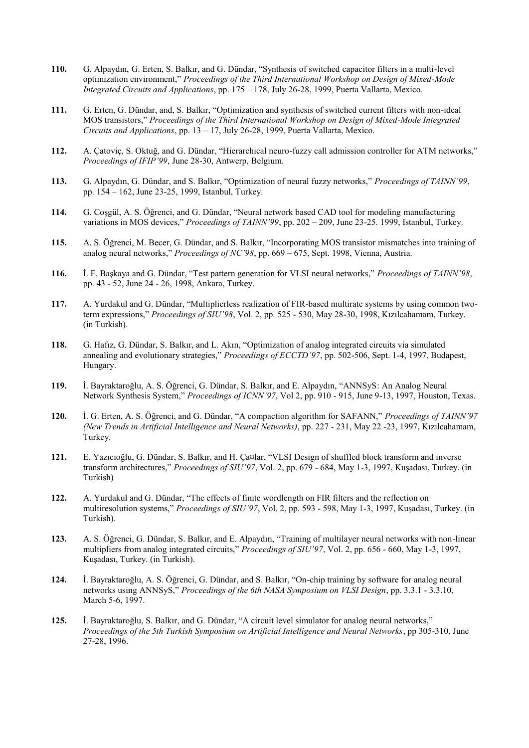**110.** G. Alpaydın, G. Erten, S. Balkır, and G. Dündar, "Synthesis of switched capacitor filters in a multi-level optimization environment," *Proceedings of the Third International Workshop on Design of Mixed-Mode Integrated Circuits and Applications*, pp. 175 – 178, July 26-28, 1999, Puerta Vallarta, Mexico.

**111.** G. Erten, G. Dündar, and, S. Balkır, "Optimization and synthesis of switched current filters with non-ideal MOS transistors," *Proceedings of the Third International Workshop on Design of Mixed-Mode Integrated Circuits and Applications*, pp. 13 – 17, July 26-28, 1999, Puerta Vallarta, Mexico.

**112.** A. Çatoviç, S. Oktuğ, and G. Dündar, "Hierarchical neuro-fuzzy call admission controller for ATM networks," *Proceedings of IFIP'99*, June 28-30, Antwerp, Belgium.

**113.** G. Alpaydın, G. Dündar, and S. Balkır, "Optimization of neural fuzzy networks," *Proceedings of TAINN'99*, pp. 154 – 162, June 23-25, 1999, Istanbul, Turkey.

**114.** G. Coşgül, A. S. Öğrenci, and G. Dündar, "Neural network based CAD tool for modeling manufacturing variations in MOS devices," *Proceedings of TAINN'99*, pp. 202 – 209, June 23-25. 1999, Istanbul, Turkey.

**115.** A. S. Öğrenci, M. Becer, G. Dündar, and S. Balkır, "Incorporating MOS transistor mismatches into training of analog neural networks," *Proceedings of NC'98*, pp. 669 – 675, Sept. 1998, Vienna, Austria.

**116.** İ. F. Başkaya and G. Dündar, "Test pattern generation for VLSI neural networks," *Proceedings of TAINN'98*, pp. 43 - 52, June 24 - 26, 1998, Ankara, Turkey.

**117.** A. Yurdakul and G. Dündar, "Multiplierless realization of FIR-based multirate systems by using common two-term expressions," *Proceedings of SIU'98*, Vol. 2, pp. 525 - 530, May 28-30, 1998, Kızılcahamam, Turkey. (in Turkish).

**118.** G. Hafız, G. Dündar, S. Balkır, and L. Akın, "Optimization of analog integrated circuits via simulated annealing and evolutionary strategies," *Proceedings of ECCTD'97*, pp. 502-506, Sept. 1-4, 1997, Budapest, Hungary.

**119.** İ. Bayraktaroğlu, A. S. Öğrenci, G. Dündar, S. Balkır, and E. Alpaydın, "ANNSyS: An Analog Neural Network Synthesis System," *Proceedings of ICNN'97*, Vol 2, pp. 910 - 915, June 9-13, 1997, Houston, Texas.

**120.** İ. G. Erten, A. S. Öğrenci, and G. Dündar, "A compaction algorithm for SAFANN," *Proceedings of TAINN'97 (New Trends in Artificial Intelligence and Neural Networks)*, pp. 227 - 231, May 22 -23, 1997, Kızılcahamam, Turkey.

**121.** E. Yazıcıoğlu, G. Dündar, S. Balkır, and H. Ça¤lar, "VLSI Design of shuffled block transform and inverse transform architectures," *Proceedings of SIU'97*, Vol. 2, pp. 679 - 684, May 1-3, 1997, Kuşadası, Turkey. (in Turkish)

**122.** A. Yurdakul and G. Dündar, "The effects of finite wordlength on FIR filters and the reflection on multiresolution systems," *Proceedings of SIU'97*, Vol. 2, pp. 593 - 598, May 1-3, 1997, Kuşadası, Turkey. (in Turkish).

**123.** A. S. Öğrenci, G. Dündar, S. Balkır, and E. Alpaydın, "Training of multilayer neural networks with non-linear multipliers from analog integrated circuits," *Proceedings of SIU'97*, Vol. 2, pp. 656 - 660, May 1-3, 1997, Kuşadası, Turkey. (in Turkish).

**124.** İ. Bayraktaroğlu, A. S. Öğrenci, G. Dündar, and S. Balkır, "On-chip training by software for analog neural networks using ANNSyS," *Proceedings of the 6th NASA Symposium on VLSI Design*, pp. 3.3.1 - 3.3.10, March 5-6, 1997.

**125.** İ. Bayraktaroğlu, S. Balkır, and G. Dündar, "A circuit level simulator for analog neural networks," *Proceedings of the 5th Turkish Symposium on Artificial Intelligence and Neural Networks*, pp 305-310, June 27-28, 1996.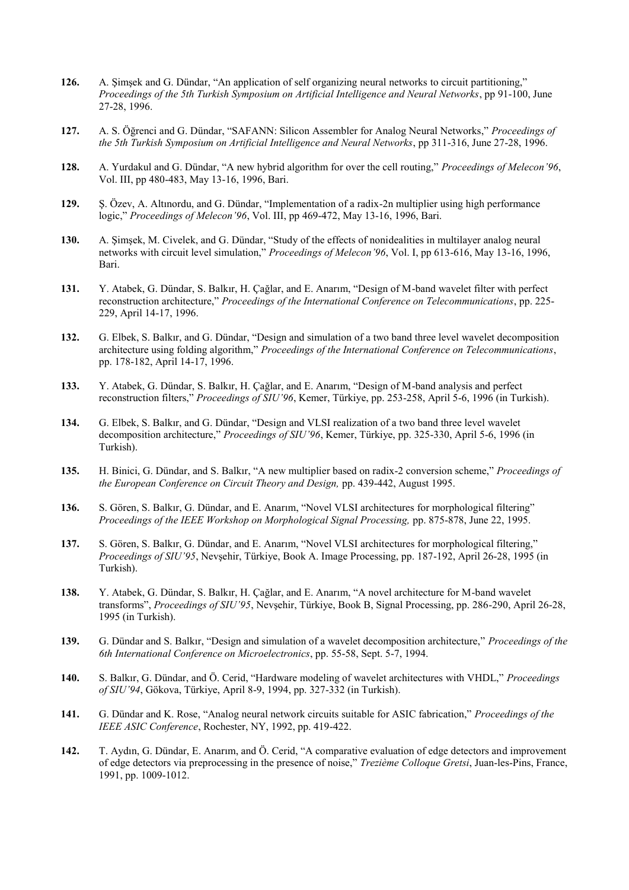**126.** A. Şimşek and G. Dündar, "An application of self organizing neural networks to circuit partitioning," *Proceedings of the 5th Turkish Symposium on Artificial Intelligence and Neural Networks*, pp 91-100, June 27-28, 1996.

**127.** A. S. Öğrenci and G. Dündar, "SAFANN: Silicon Assembler for Analog Neural Networks," *Proceedings of the 5th Turkish Symposium on Artificial Intelligence and Neural Networks*, pp 311-316, June 27-28, 1996.

**128.** A. Yurdakul and G. Dündar, "A new hybrid algorithm for over the cell routing," *Proceedings of Melecon'96*, Vol. III, pp 480-483, May 13-16, 1996, Bari.

**129.** Ş. Özev, A. Altınordu, and G. Dündar, "Implementation of a radix-2n multiplier using high performance logic," *Proceedings of Melecon'96*, Vol. III, pp 469-472, May 13-16, 1996, Bari.

**130.** A. Şimşek, M. Civelek, and G. Dündar, "Study of the effects of nonidealities in multilayer analog neural networks with circuit level simulation," *Proceedings of Melecon'96*, Vol. I, pp 613-616, May 13-16, 1996, Bari.

**131.** Y. Atabek, G. Dündar, S. Balkır, H. Çağlar, and E. Anarım, "Design of M-band wavelet filter with perfect reconstruction architecture," *Proceedings of the International Conference on Telecommunications*, pp. 225-229, April 14-17, 1996.

**132.** G. Elbek, S. Balkır, and G. Dündar, "Design and simulation of a two band three level wavelet decomposition architecture using folding algorithm," *Proceedings of the International Conference on Telecommunications*, pp. 178-182, April 14-17, 1996.

**133.** Y. Atabek, G. Dündar, S. Balkır, H. Çağlar, and E. Anarım, "Design of M-band analysis and perfect reconstruction filters," *Proceedings of SIU'96*, Kemer, Türkiye, pp. 253-258, April 5-6, 1996 (in Turkish).

**134.** G. Elbek, S. Balkır, and G. Dündar, "Design and VLSI realization of a two band three level wavelet decomposition architecture," *Proceedings of SIU'96*, Kemer, Türkiye, pp. 325-330, April 5-6, 1996 (in Turkish).

**135.** H. Binici, G. Dündar, and S. Balkır, "A new multiplier based on radix-2 conversion scheme," *Proceedings of the European Conference on Circuit Theory and Design,* pp. 439-442, August 1995.

**136.** S. Gören, S. Balkır, G. Dündar, and E. Anarım, "Novel VLSI architectures for morphological filtering" *Proceedings of the IEEE Workshop on Morphological Signal Processing,* pp. 875-878, June 22, 1995.

**137.** S. Gören, S. Balkır, G. Dündar, and E. Anarım, "Novel VLSI architectures for morphological filtering," *Proceedings of SIU'95*, Nevşehir, Türkiye, Book A. Image Processing, pp. 187-192, April 26-28, 1995 (in Turkish).

**138.** Y. Atabek, G. Dündar, S. Balkır, H. Çağlar, and E. Anarım, "A novel architecture for M-band wavelet transforms", *Proceedings of SIU'95*, Nevşehir, Türkiye, Book B, Signal Processing, pp. 286-290, April 26-28, 1995 (in Turkish).

**139.** G. Dündar and S. Balkır, "Design and simulation of a wavelet decomposition architecture," *Proceedings of the 6th International Conference on Microelectronics*, pp. 55-58, Sept. 5-7, 1994.

**140.** S. Balkır, G. Dündar, and Ö. Cerid, "Hardware modeling of wavelet architectures with VHDL," *Proceedings of SIU'94*, Gökova, Türkiye, April 8-9, 1994, pp. 327-332 (in Turkish).

**141.** G. Dündar and K. Rose, "Analog neural network circuits suitable for ASIC fabrication," *Proceedings of the IEEE ASIC Conference*, Rochester, NY, 1992, pp. 419-422.

**142.** T. Aydın, G. Dündar, E. Anarım, and Ö. Cerid, "A comparative evaluation of edge detectors and improvement of edge detectors via preprocessing in the presence of noise," *Trezième Colloque Gretsi*, Juan-les-Pins, France, 1991, pp. 1009-1012.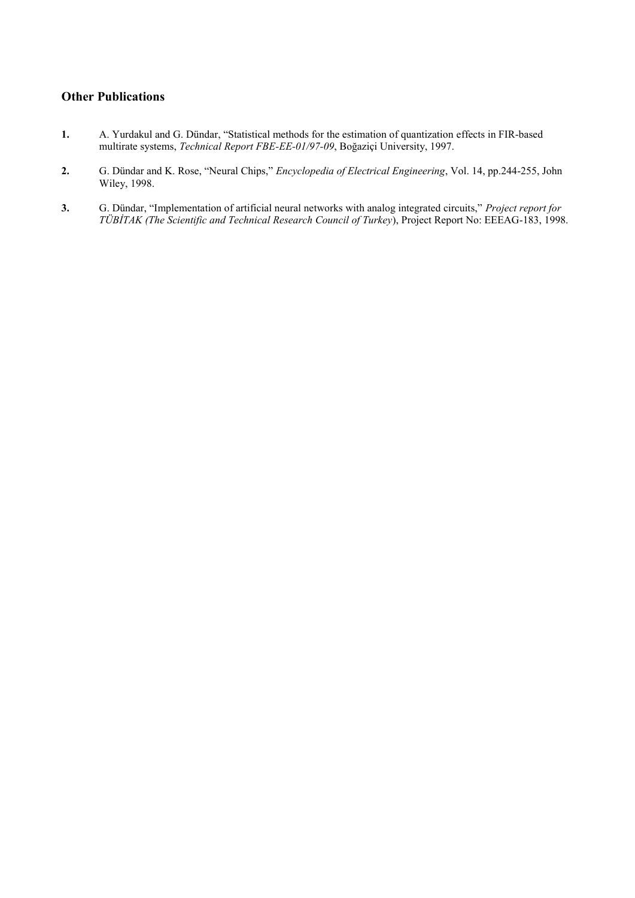## Other Publications

1. A. Yurdakul and G. Dündar, "Statistical methods for the estimation of quantization effects in FIR-based multirate systems, *Technical Report FBE-EE-01/97-09*, Boğaziçi University, 1997.

2. G. Dündar and K. Rose, "Neural Chips," *Encyclopedia of Electrical Engineering*, Vol. 14, pp.244-255, John Wiley, 1998.

3. G. Dündar, "Implementation of artificial neural networks with analog integrated circuits," *Project report for TÜBİTAK (The Scientific and Technical Research Council of Turkey)*, Project Report No: EEEAG-183, 1998.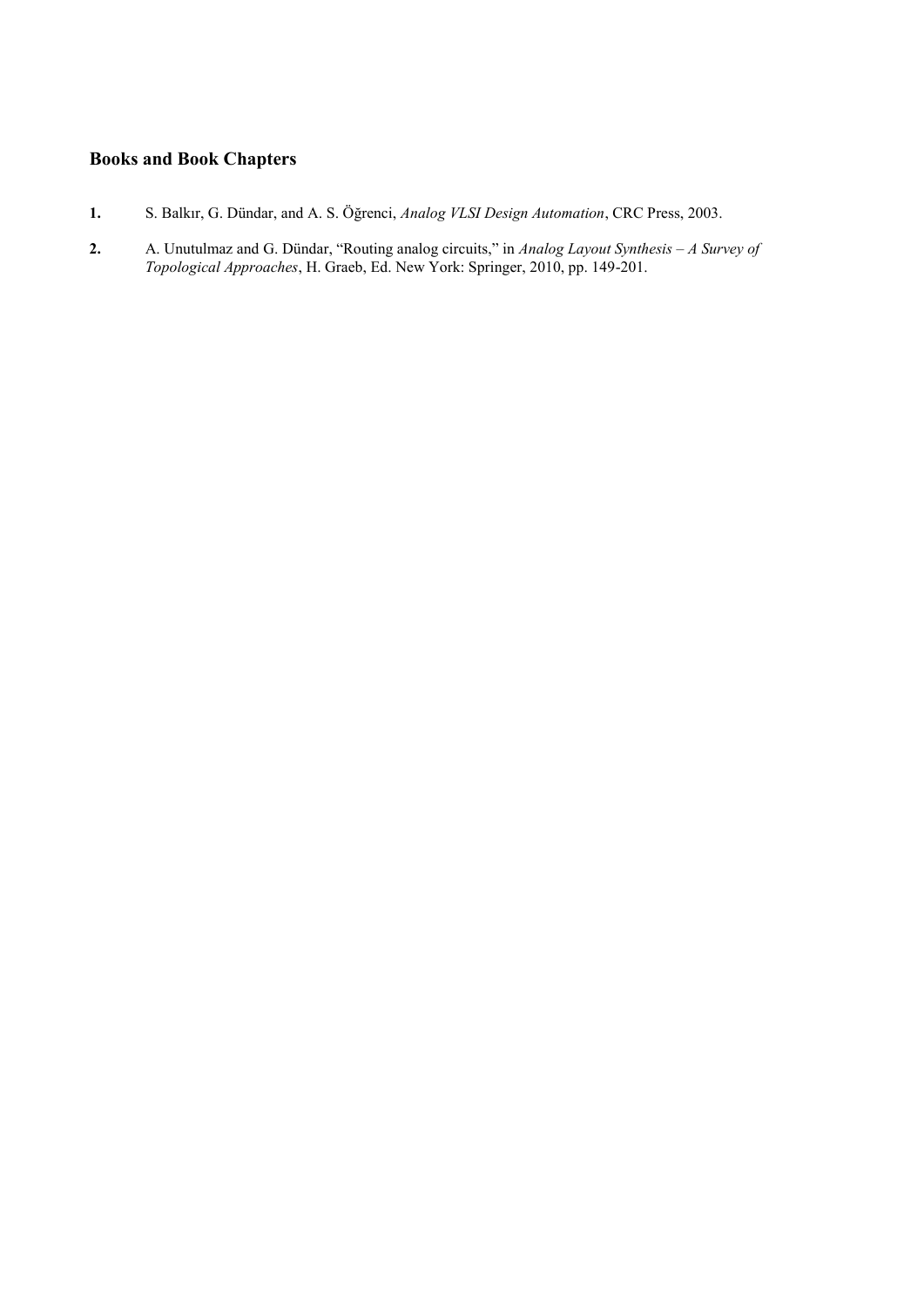## Books and Book Chapters

1. S. Balkır, G. Dündar, and A. S. Öğrenci, *Analog VLSI Design Automation*, CRC Press, 2003.

2. A. Unutulmaz and G. Dündar, "Routing analog circuits," in *Analog Layout Synthesis – A Survey of Topological Approaches*, H. Graeb, Ed. New York: Springer, 2010, pp. 149-201.